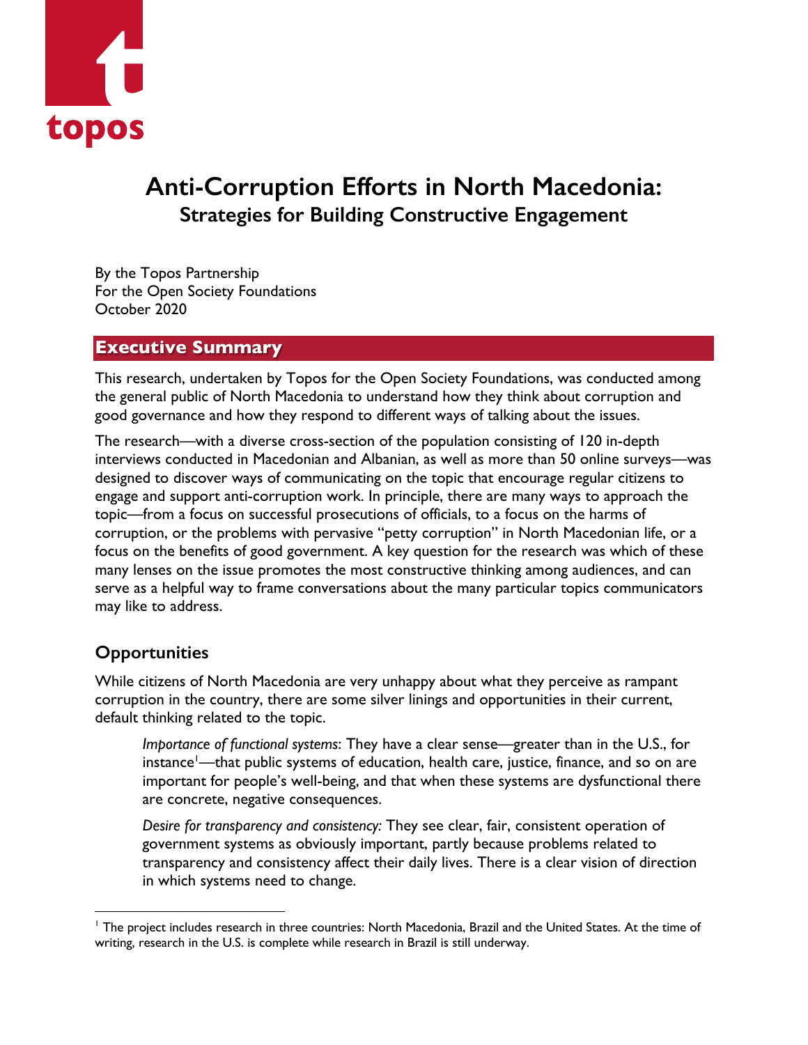topos

# Anti-Corruption Efforts in North Macedonia:
## Strategies for Building Constructive Engagement

By the Topos Partnership
For the Open Society Foundations
October 2020

## Executive Summary

This research, undertaken by Topos for the Open Society Foundations, was conducted among the general public of North Macedonia to understand how they think about corruption and good governance and how they respond to different ways of talking about the issues.

The research—with a diverse cross-section of the population consisting of 120 in-depth interviews conducted in Macedonian and Albanian, as well as more than 50 online surveys—was designed to discover ways of communicating on the topic that encourage regular citizens to engage and support anti-corruption work. In principle, there are many ways to approach the topic—from a focus on successful prosecutions of officials, to a focus on the harms of corruption, or the problems with pervasive "petty corruption" in North Macedonian life, or a focus on the benefits of good government. A key question for the research was which of these many lenses on the issue promotes the most constructive thinking among audiences, and can serve as a helpful way to frame conversations about the many particular topics communicators may like to address.

### Opportunities

While citizens of North Macedonia are very unhappy about what they perceive as rampant corruption in the country, there are some silver linings and opportunities in their current, default thinking related to the topic.

> *Importance of functional systems*: They have a clear sense—greater than in the U.S., for instance[1]—that public systems of education, health care, justice, finance, and so on are important for people's well-being, and that when these systems are dysfunctional there are concrete, negative consequences.
>
> *Desire for transparency and consistency:* They see clear, fair, consistent operation of government systems as obviously important, partly because problems related to transparency and consistency affect their daily lives. There is a clear vision of direction in which systems need to change.

---

[1] The project includes research in three countries: North Macedonia, Brazil and the United States. At the time of writing, research in the U.S. is complete while research in Brazil is still underway.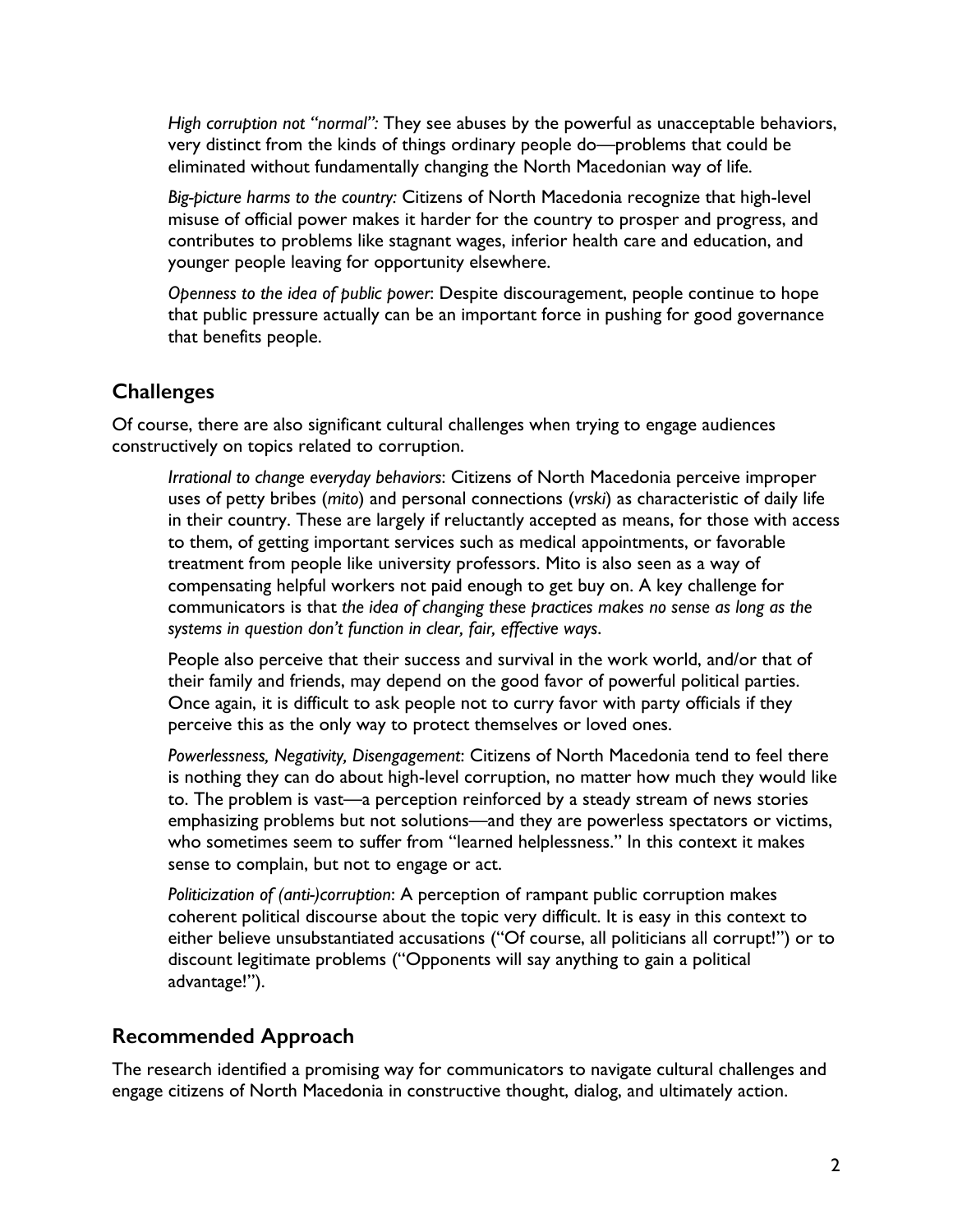*High corruption not "normal":* They see abuses by the powerful as unacceptable behaviors, very distinct from the kinds of things ordinary people do—problems that could be eliminated without fundamentally changing the North Macedonian way of life.

*Big-picture harms to the country:* Citizens of North Macedonia recognize that high-level misuse of official power makes it harder for the country to prosper and progress, and contributes to problems like stagnant wages, inferior health care and education, and younger people leaving for opportunity elsewhere.

*Openness to the idea of public power*: Despite discouragement, people continue to hope that public pressure actually can be an important force in pushing for good governance that benefits people.

## Challenges

Of course, there are also significant cultural challenges when trying to engage audiences constructively on topics related to corruption.

*Irrational to change everyday behaviors*: Citizens of North Macedonia perceive improper uses of petty bribes (*mito*) and personal connections (*vrski*) as characteristic of daily life in their country. These are largely if reluctantly accepted as means, for those with access to them, of getting important services such as medical appointments, or favorable treatment from people like university professors. Mito is also seen as a way of compensating helpful workers not paid enough to get buy on. A key challenge for communicators is that *the idea of changing these practices makes no sense as long as the systems in question don't function in clear, fair, effective ways*.

People also perceive that their success and survival in the work world, and/or that of their family and friends, may depend on the good favor of powerful political parties. Once again, it is difficult to ask people not to curry favor with party officials if they perceive this as the only way to protect themselves or loved ones.

*Powerlessness, Negativity, Disengagement*: Citizens of North Macedonia tend to feel there is nothing they can do about high-level corruption, no matter how much they would like to. The problem is vast—a perception reinforced by a steady stream of news stories emphasizing problems but not solutions—and they are powerless spectators or victims, who sometimes seem to suffer from "learned helplessness." In this context it makes sense to complain, but not to engage or act.

*Politicization of (anti-)corruption*: A perception of rampant public corruption makes coherent political discourse about the topic very difficult. It is easy in this context to either believe unsubstantiated accusations ("Of course, all politicians all corrupt!") or to discount legitimate problems ("Opponents will say anything to gain a political advantage!").

## Recommended Approach

The research identified a promising way for communicators to navigate cultural challenges and engage citizens of North Macedonia in constructive thought, dialog, and ultimately action.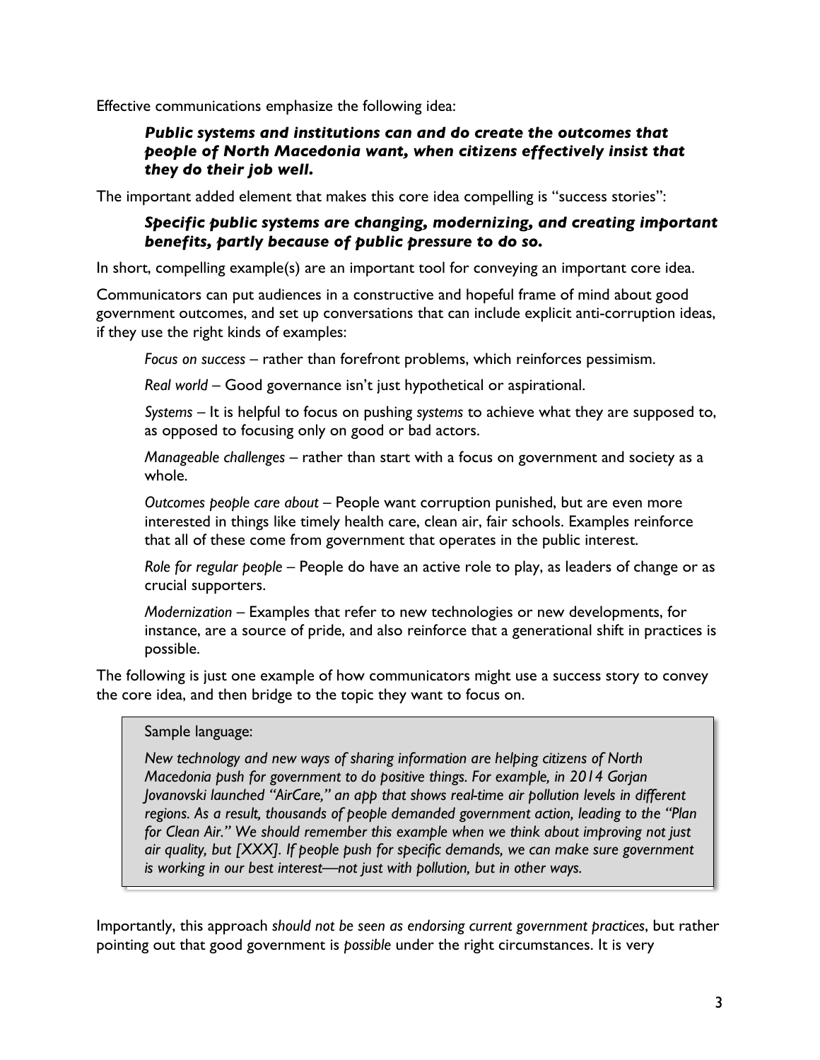Effective communications emphasize the following idea:

> ***Public systems and institutions can and do create the outcomes that people of North Macedonia want, when citizens effectively insist that they do their job well.***

The important added element that makes this core idea compelling is "success stories":

> ***Specific public systems are changing, modernizing, and creating important benefits, partly because of public pressure to do so.***

In short, compelling example(s) are an important tool for conveying an important core idea.

Communicators can put audiences in a constructive and hopeful frame of mind about good government outcomes, and set up conversations that can include explicit anti-corruption ideas, if they use the right kinds of examples:

*Focus on success* – rather than forefront problems, which reinforces pessimism.

*Real world* – Good governance isn't just hypothetical or aspirational.

*Systems* – It is helpful to focus on pushing *systems* to achieve what they are supposed to, as opposed to focusing only on good or bad actors.

*Manageable challenges* – rather than start with a focus on government and society as a whole.

*Outcomes people care about* – People want corruption punished, but are even more interested in things like timely health care, clean air, fair schools. Examples reinforce that all of these come from government that operates in the public interest.

*Role for regular people* – People do have an active role to play, as leaders of change or as crucial supporters.

*Modernization* – Examples that refer to new technologies or new developments, for instance, are a source of pride, and also reinforce that a generational shift in practices is possible.

The following is just one example of how communicators might use a success story to convey the core idea, and then bridge to the topic they want to focus on.

> Sample language:
>
> *New technology and new ways of sharing information are helping citizens of North Macedonia push for government to do positive things. For example, in 2014 Gorjan Jovanovski launched "AirCare," an app that shows real-time air pollution levels in different regions. As a result, thousands of people demanded government action, leading to the "Plan for Clean Air." We should remember this example when we think about improving not just air quality, but [XXX]. If people push for specific demands, we can make sure government is working in our best interest—not just with pollution, but in other ways.*

Importantly, this approach *should not be seen as endorsing current government practices*, but rather pointing out that good government is *possible* under the right circumstances. It is very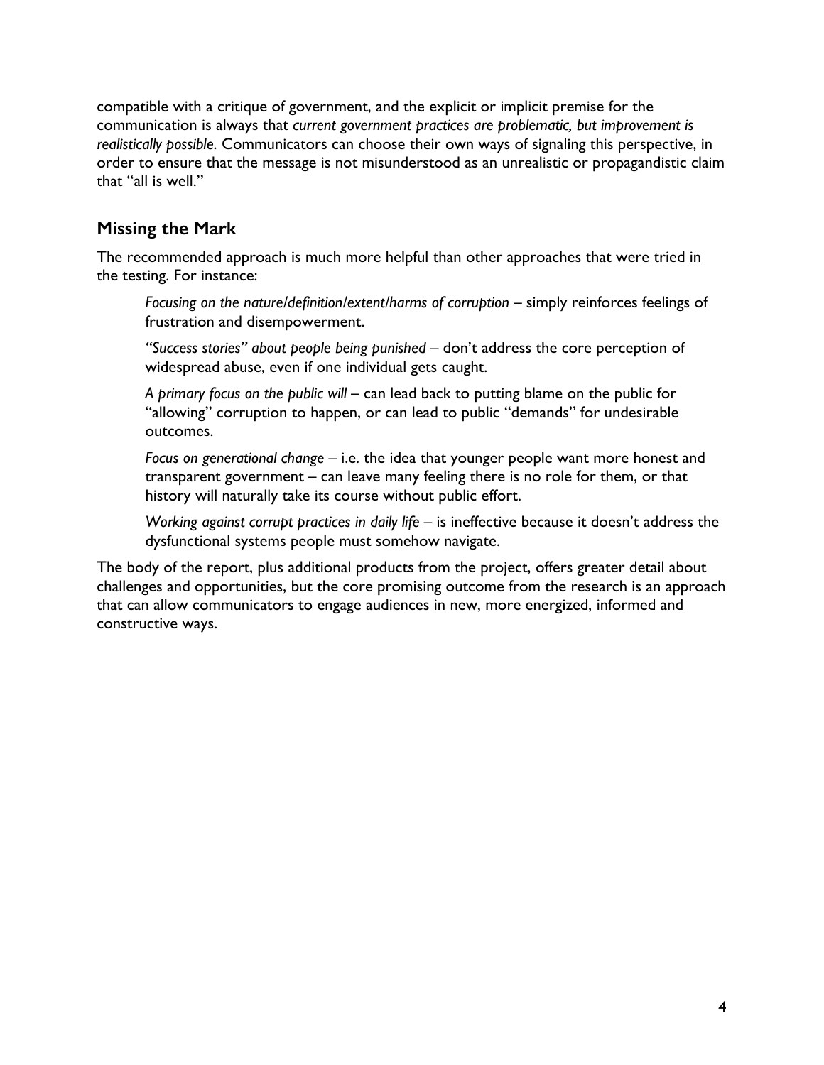compatible with a critique of government, and the explicit or implicit premise for the communication is always that *current government practices are problematic, but improvement is realistically possible*. Communicators can choose their own ways of signaling this perspective, in order to ensure that the message is not misunderstood as an unrealistic or propagandistic claim that "all is well."

## Missing the Mark

The recommended approach is much more helpful than other approaches that were tried in the testing. For instance:

> *Focusing on the nature/definition/extent/harms of corruption* – simply reinforces feelings of frustration and disempowerment.
>
> *"Success stories" about people being punished* – don't address the core perception of widespread abuse, even if one individual gets caught.
>
> *A primary focus on the public will* – can lead back to putting blame on the public for "allowing" corruption to happen, or can lead to public "demands" for undesirable outcomes.
>
> *Focus on generational change* – i.e. the idea that younger people want more honest and transparent government – can leave many feeling there is no role for them, or that history will naturally take its course without public effort.
>
> *Working against corrupt practices in daily life* – is ineffective because it doesn't address the dysfunctional systems people must somehow navigate.

The body of the report, plus additional products from the project, offers greater detail about challenges and opportunities, but the core promising outcome from the research is an approach that can allow communicators to engage audiences in new, more energized, informed and constructive ways.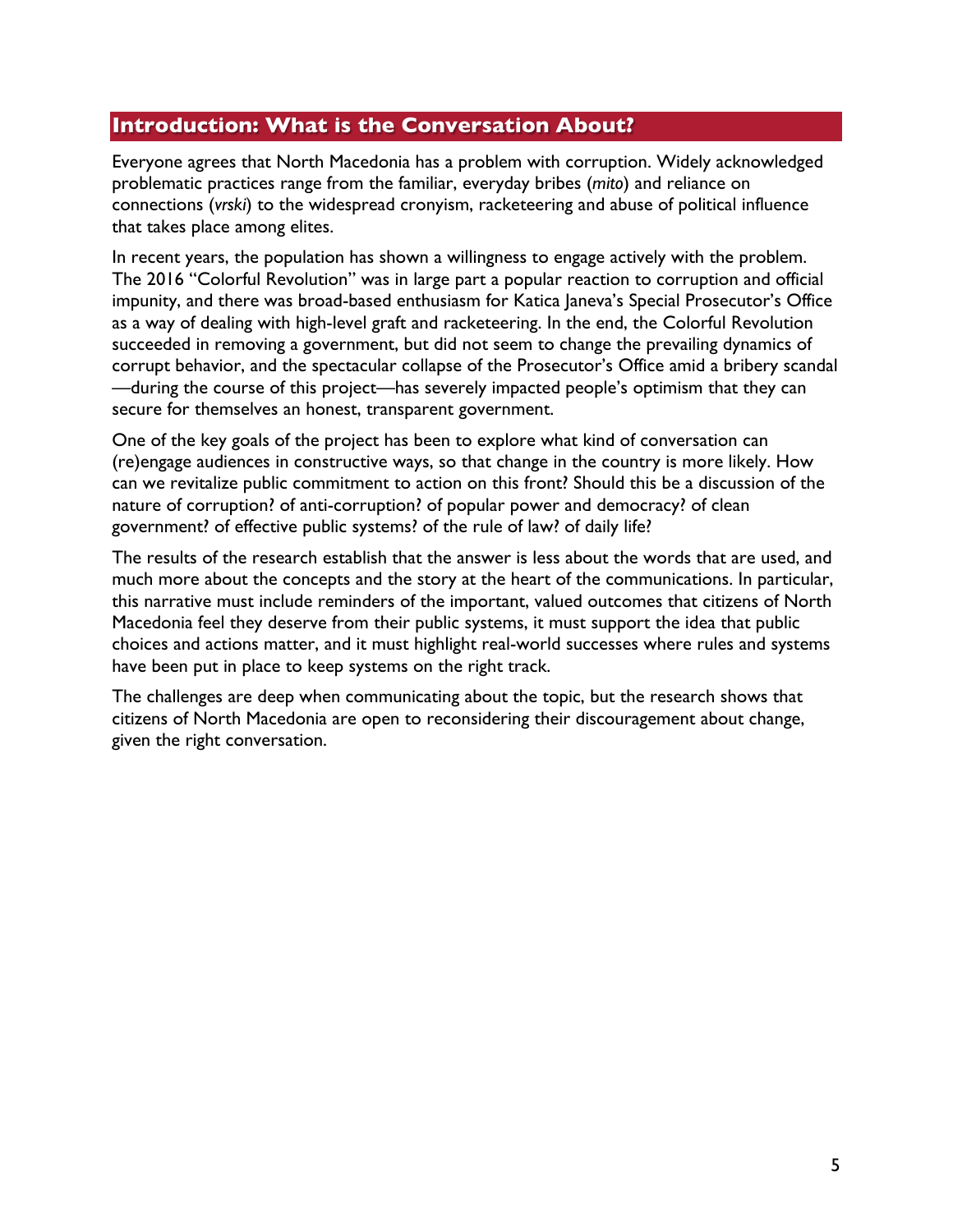## Introduction: What is the Conversation About?

Everyone agrees that North Macedonia has a problem with corruption. Widely acknowledged problematic practices range from the familiar, everyday bribes (*mito*) and reliance on connections (*vrski*) to the widespread cronyism, racketeering and abuse of political influence that takes place among elites.

In recent years, the population has shown a willingness to engage actively with the problem. The 2016 "Colorful Revolution" was in large part a popular reaction to corruption and official impunity, and there was broad-based enthusiasm for Katica Janeva's Special Prosecutor's Office as a way of dealing with high-level graft and racketeering. In the end, the Colorful Revolution succeeded in removing a government, but did not seem to change the prevailing dynamics of corrupt behavior, and the spectacular collapse of the Prosecutor's Office amid a bribery scandal —during the course of this project—has severely impacted people's optimism that they can secure for themselves an honest, transparent government.

One of the key goals of the project has been to explore what kind of conversation can (re)engage audiences in constructive ways, so that change in the country is more likely. How can we revitalize public commitment to action on this front? Should this be a discussion of the nature of corruption? of anti-corruption? of popular power and democracy? of clean government? of effective public systems? of the rule of law? of daily life?

The results of the research establish that the answer is less about the words that are used, and much more about the concepts and the story at the heart of the communications. In particular, this narrative must include reminders of the important, valued outcomes that citizens of North Macedonia feel they deserve from their public systems, it must support the idea that public choices and actions matter, and it must highlight real-world successes where rules and systems have been put in place to keep systems on the right track.

The challenges are deep when communicating about the topic, but the research shows that citizens of North Macedonia are open to reconsidering their discouragement about change, given the right conversation.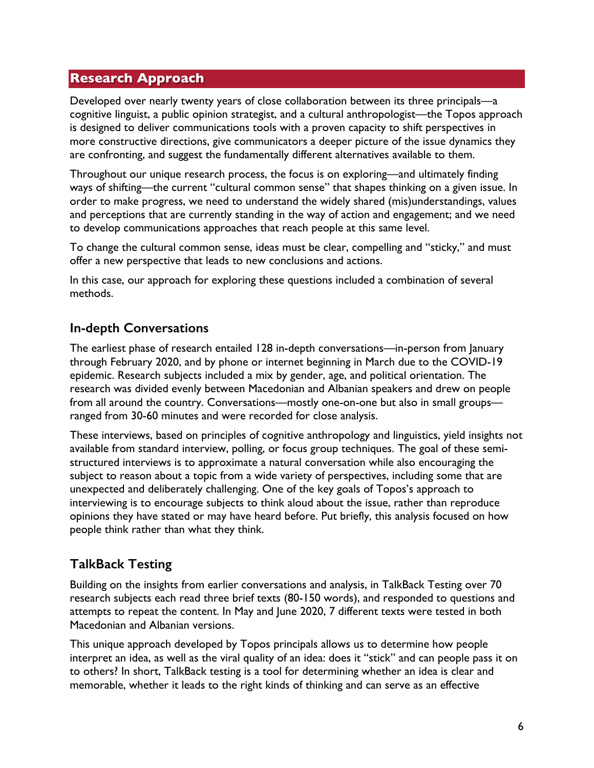## Research Approach

Developed over nearly twenty years of close collaboration between its three principals—a cognitive linguist, a public opinion strategist, and a cultural anthropologist—the Topos approach is designed to deliver communications tools with a proven capacity to shift perspectives in more constructive directions, give communicators a deeper picture of the issue dynamics they are confronting, and suggest the fundamentally different alternatives available to them.

Throughout our unique research process, the focus is on exploring—and ultimately finding ways of shifting—the current "cultural common sense" that shapes thinking on a given issue. In order to make progress, we need to understand the widely shared (mis)understandings, values and perceptions that are currently standing in the way of action and engagement; and we need to develop communications approaches that reach people at this same level.

To change the cultural common sense, ideas must be clear, compelling and "sticky," and must offer a new perspective that leads to new conclusions and actions.

In this case, our approach for exploring these questions included a combination of several methods.

### In-depth Conversations

The earliest phase of research entailed 128 in-depth conversations—in-person from January through February 2020, and by phone or internet beginning in March due to the COVID-19 epidemic. Research subjects included a mix by gender, age, and political orientation. The research was divided evenly between Macedonian and Albanian speakers and drew on people from all around the country. Conversations—mostly one-on-one but also in small groups—ranged from 30-60 minutes and were recorded for close analysis.

These interviews, based on principles of cognitive anthropology and linguistics, yield insights not available from standard interview, polling, or focus group techniques. The goal of these semi-structured interviews is to approximate a natural conversation while also encouraging the subject to reason about a topic from a wide variety of perspectives, including some that are unexpected and deliberately challenging. One of the key goals of Topos's approach to interviewing is to encourage subjects to think aloud about the issue, rather than reproduce opinions they have stated or may have heard before. Put briefly, this analysis focused on how people think rather than what they think.

### TalkBack Testing

Building on the insights from earlier conversations and analysis, in TalkBack Testing over 70 research subjects each read three brief texts (80-150 words), and responded to questions and attempts to repeat the content. In May and June 2020, 7 different texts were tested in both Macedonian and Albanian versions.

This unique approach developed by Topos principals allows us to determine how people interpret an idea, as well as the viral quality of an idea: does it "stick" and can people pass it on to others? In short, TalkBack testing is a tool for determining whether an idea is clear and memorable, whether it leads to the right kinds of thinking and can serve as an effective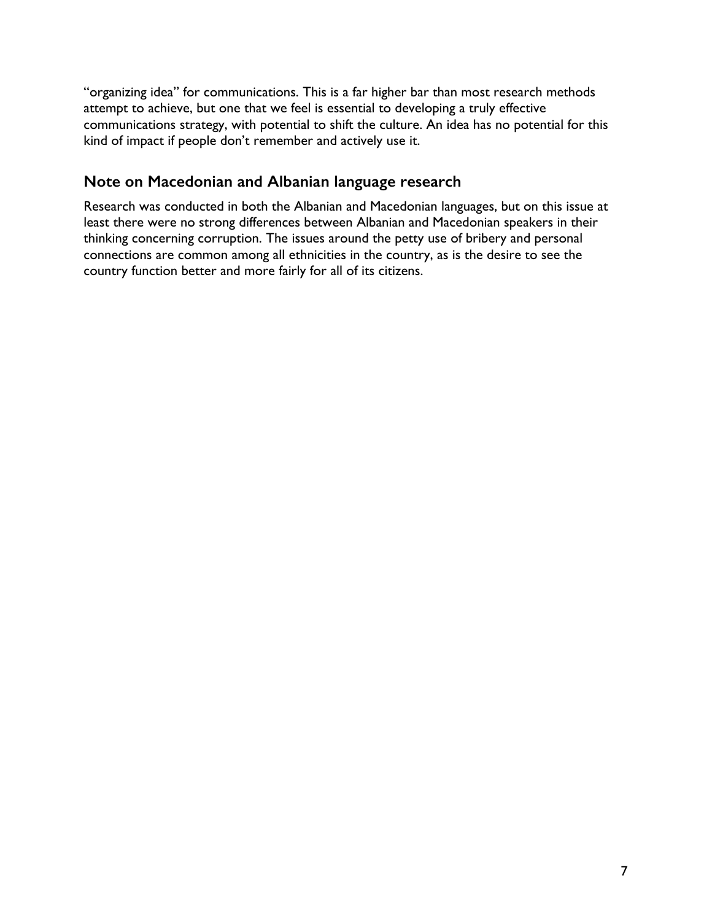"organizing idea" for communications. This is a far higher bar than most research methods attempt to achieve, but one that we feel is essential to developing a truly effective communications strategy, with potential to shift the culture. An idea has no potential for this kind of impact if people don't remember and actively use it.

## Note on Macedonian and Albanian language research

Research was conducted in both the Albanian and Macedonian languages, but on this issue at least there were no strong differences between Albanian and Macedonian speakers in their thinking concerning corruption. The issues around the petty use of bribery and personal connections are common among all ethnicities in the country, as is the desire to see the country function better and more fairly for all of its citizens.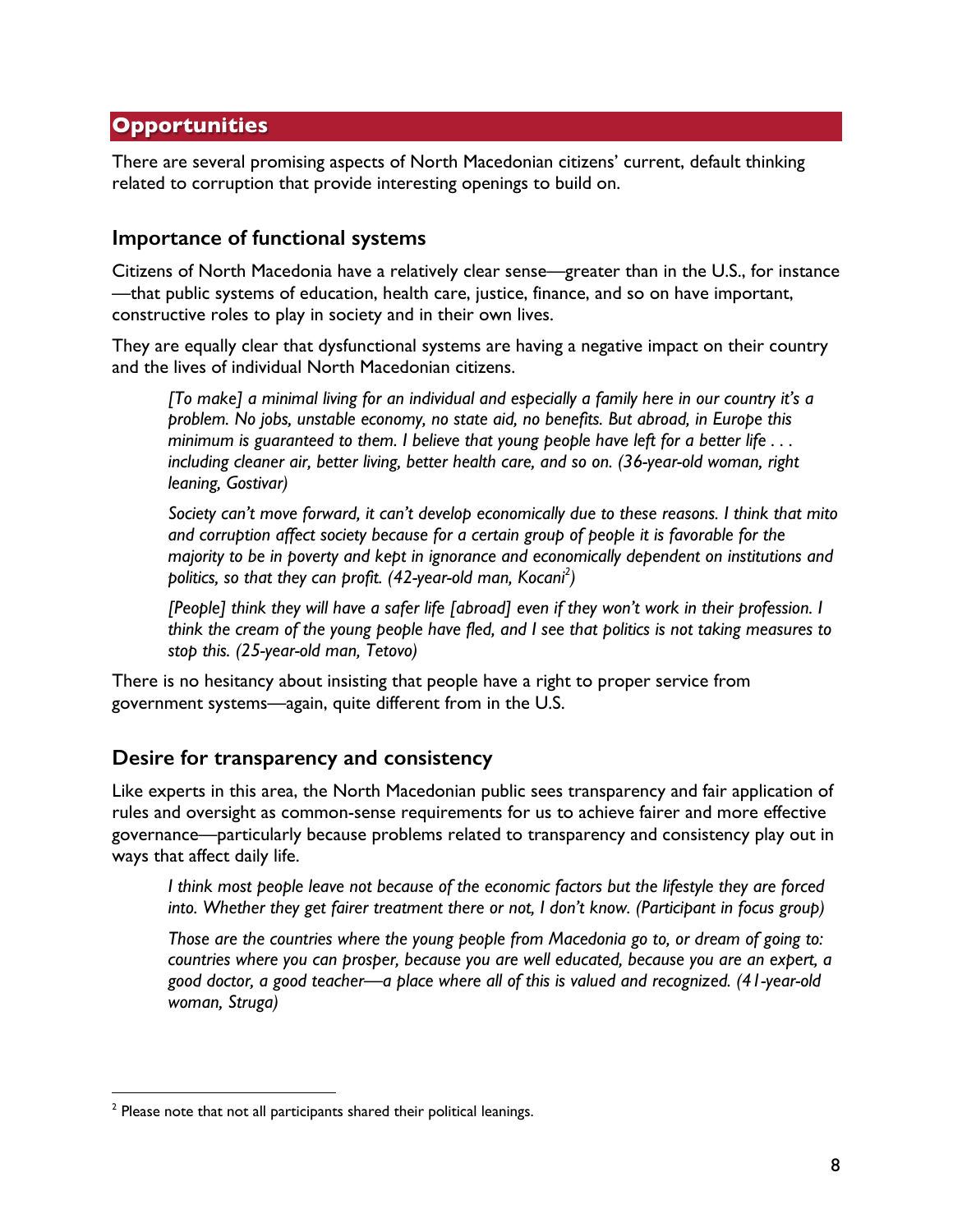## Opportunities

There are several promising aspects of North Macedonian citizens' current, default thinking related to corruption that provide interesting openings to build on.

### Importance of functional systems

Citizens of North Macedonia have a relatively clear sense—greater than in the U.S., for instance—that public systems of education, health care, justice, finance, and so on have important, constructive roles to play in society and in their own lives.

They are equally clear that dysfunctional systems are having a negative impact on their country and the lives of individual North Macedonian citizens.

> *[To make] a minimal living for an individual and especially a family here in our country it's a problem. No jobs, unstable economy, no state aid, no benefits. But abroad, in Europe this minimum is guaranteed to them. I believe that young people have left for a better life . . . including cleaner air, better living, better health care, and so on. (36-year-old woman, right leaning, Gostivar)*
>
> *Society can't move forward, it can't develop economically due to these reasons. I think that mito and corruption affect society because for a certain group of people it is favorable for the majority to be in poverty and kept in ignorance and economically dependent on institutions and politics, so that they can profit. (42-year-old man, Kocani[2])*
>
> *[People] think they will have a safer life [abroad] even if they won't work in their profession. I think the cream of the young people have fled, and I see that politics is not taking measures to stop this. (25-year-old man, Tetovo)*

There is no hesitancy about insisting that people have a right to proper service from government systems—again, quite different from in the U.S.

### Desire for transparency and consistency

Like experts in this area, the North Macedonian public sees transparency and fair application of rules and oversight as common-sense requirements for us to achieve fairer and more effective governance—particularly because problems related to transparency and consistency play out in ways that affect daily life.

> *I think most people leave not because of the economic factors but the lifestyle they are forced into. Whether they get fairer treatment there or not, I don't know. (Participant in focus group)*
>
> *Those are the countries where the young people from Macedonia go to, or dream of going to: countries where you can prosper, because you are well educated, because you are an expert, a good doctor, a good teacher—a place where all of this is valued and recognized. (41-year-old woman, Struga)*

[2] Please note that not all participants shared their political leanings.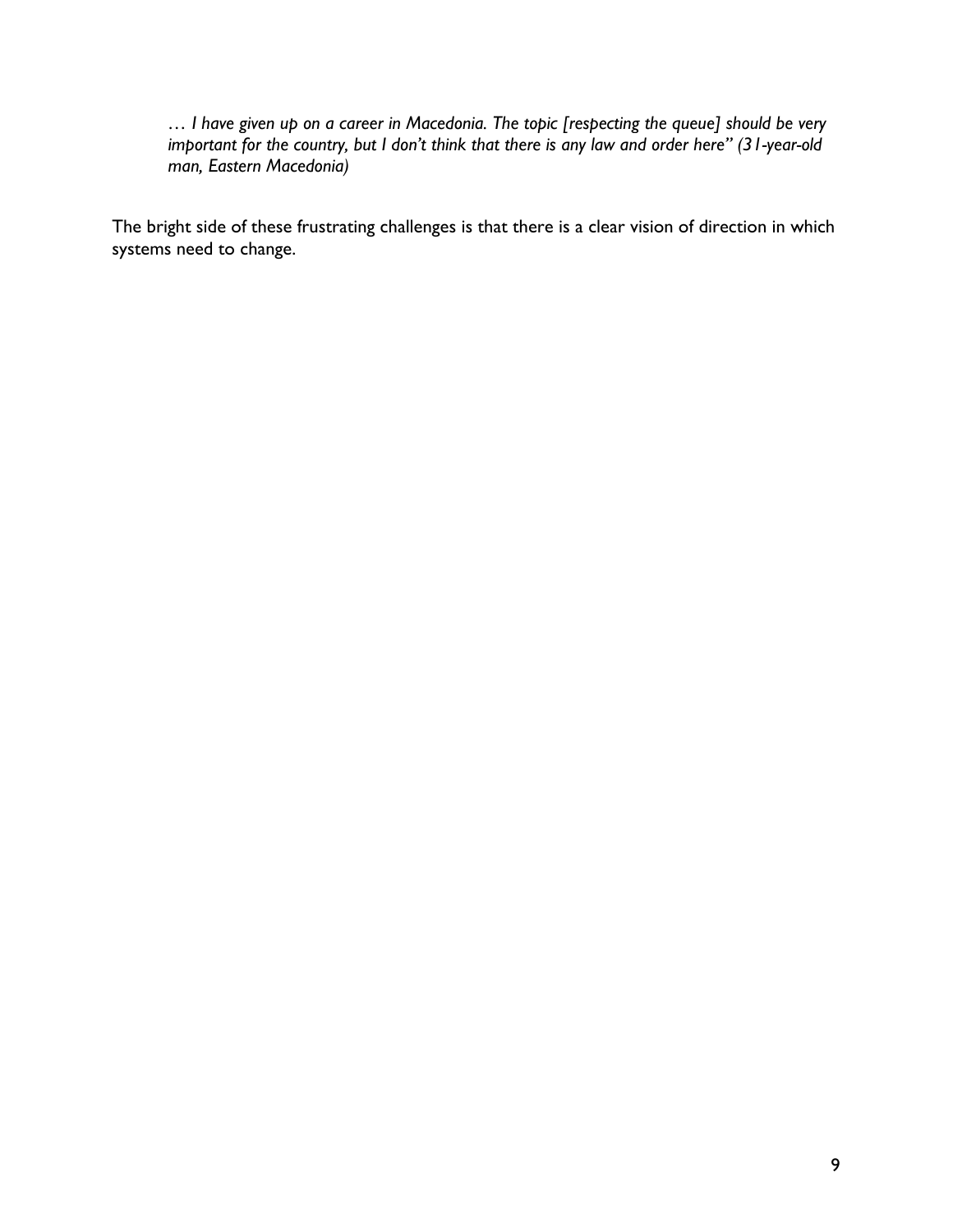> *… I have given up on a career in Macedonia. The topic [respecting the queue] should be very important for the country, but I don't think that there is any law and order here" (31-year-old man, Eastern Macedonia)*

The bright side of these frustrating challenges is that there is a clear vision of direction in which systems need to change.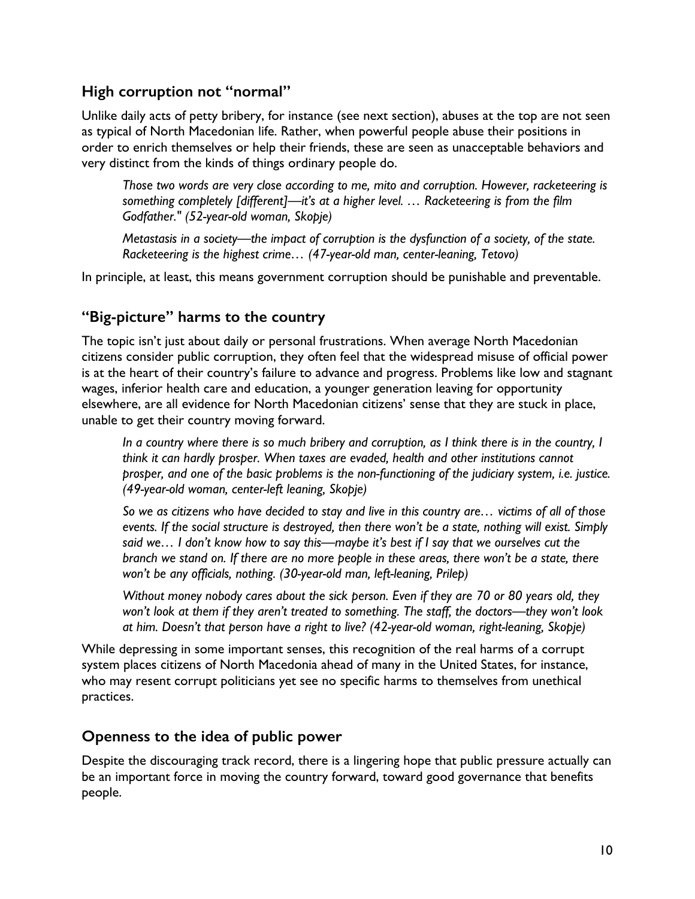## High corruption not "normal"

Unlike daily acts of petty bribery, for instance (see next section), abuses at the top are not seen as typical of North Macedonian life. Rather, when powerful people abuse their positions in order to enrich themselves or help their friends, these are seen as unacceptable behaviors and very distinct from the kinds of things ordinary people do.

> *Those two words are very close according to me, mito and corruption. However, racketeering is something completely [different]—it's at a higher level. … Racketeering is from the film Godfather." (52-year-old woman, Skopje)*
>
> *Metastasis in a society—the impact of corruption is the dysfunction of a society, of the state. Racketeering is the highest crime… (47-year-old man, center-leaning, Tetovo)*

In principle, at least, this means government corruption should be punishable and preventable.

## "Big-picture" harms to the country

The topic isn't just about daily or personal frustrations. When average North Macedonian citizens consider public corruption, they often feel that the widespread misuse of official power is at the heart of their country's failure to advance and progress. Problems like low and stagnant wages, inferior health care and education, a younger generation leaving for opportunity elsewhere, are all evidence for North Macedonian citizens' sense that they are stuck in place, unable to get their country moving forward.

> *In a country where there is so much bribery and corruption, as I think there is in the country, I think it can hardly prosper. When taxes are evaded, health and other institutions cannot prosper, and one of the basic problems is the non-functioning of the judiciary system, i.e. justice. (49-year-old woman, center-left leaning, Skopje)*
>
> *So we as citizens who have decided to stay and live in this country are… victims of all of those events. If the social structure is destroyed, then there won't be a state, nothing will exist. Simply said we… I don't know how to say this—maybe it's best if I say that we ourselves cut the branch we stand on. If there are no more people in these areas, there won't be a state, there won't be any officials, nothing. (30-year-old man, left-leaning, Prilep)*
>
> *Without money nobody cares about the sick person. Even if they are 70 or 80 years old, they won't look at them if they aren't treated to something. The staff, the doctors—they won't look at him. Doesn't that person have a right to live? (42-year-old woman, right-leaning, Skopje)*

While depressing in some important senses, this recognition of the real harms of a corrupt system places citizens of North Macedonia ahead of many in the United States, for instance, who may resent corrupt politicians yet see no specific harms to themselves from unethical practices.

## Openness to the idea of public power

Despite the discouraging track record, there is a lingering hope that public pressure actually can be an important force in moving the country forward, toward good governance that benefits people.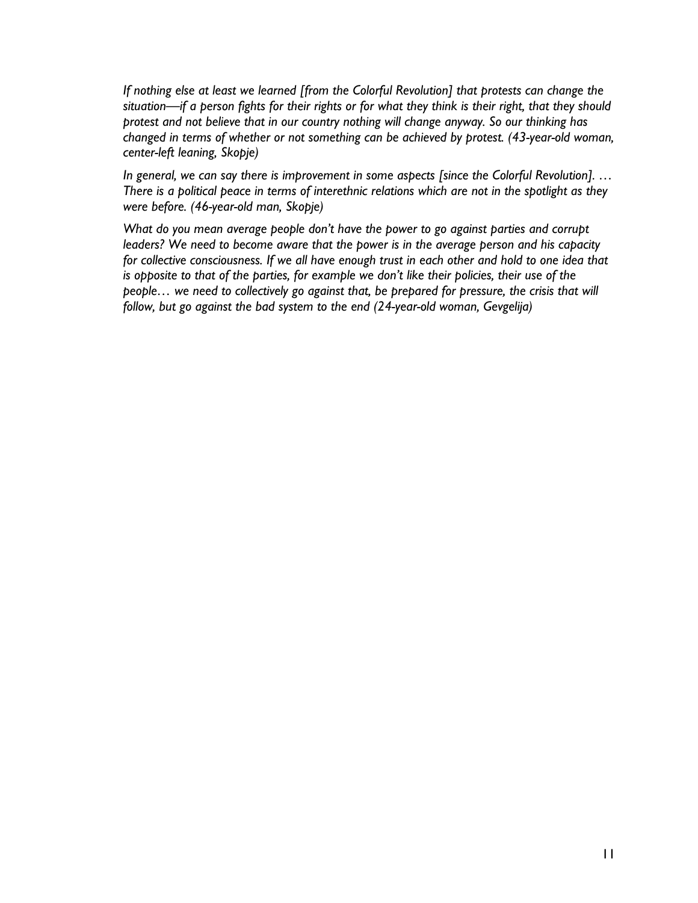*If nothing else at least we learned [from the Colorful Revolution] that protests can change the situation—if a person fights for their rights or for what they think is their right, that they should protest and not believe that in our country nothing will change anyway. So our thinking has changed in terms of whether or not something can be achieved by protest. (43-year-old woman, center-left leaning, Skopje)*

*In general, we can say there is improvement in some aspects [since the Colorful Revolution]. … There is a political peace in terms of interethnic relations which are not in the spotlight as they were before. (46-year-old man, Skopje)*

*What do you mean average people don't have the power to go against parties and corrupt leaders? We need to become aware that the power is in the average person and his capacity for collective consciousness. If we all have enough trust in each other and hold to one idea that is opposite to that of the parties, for example we don't like their policies, their use of the people… we need to collectively go against that, be prepared for pressure, the crisis that will follow, but go against the bad system to the end (24-year-old woman, Gevgelija)*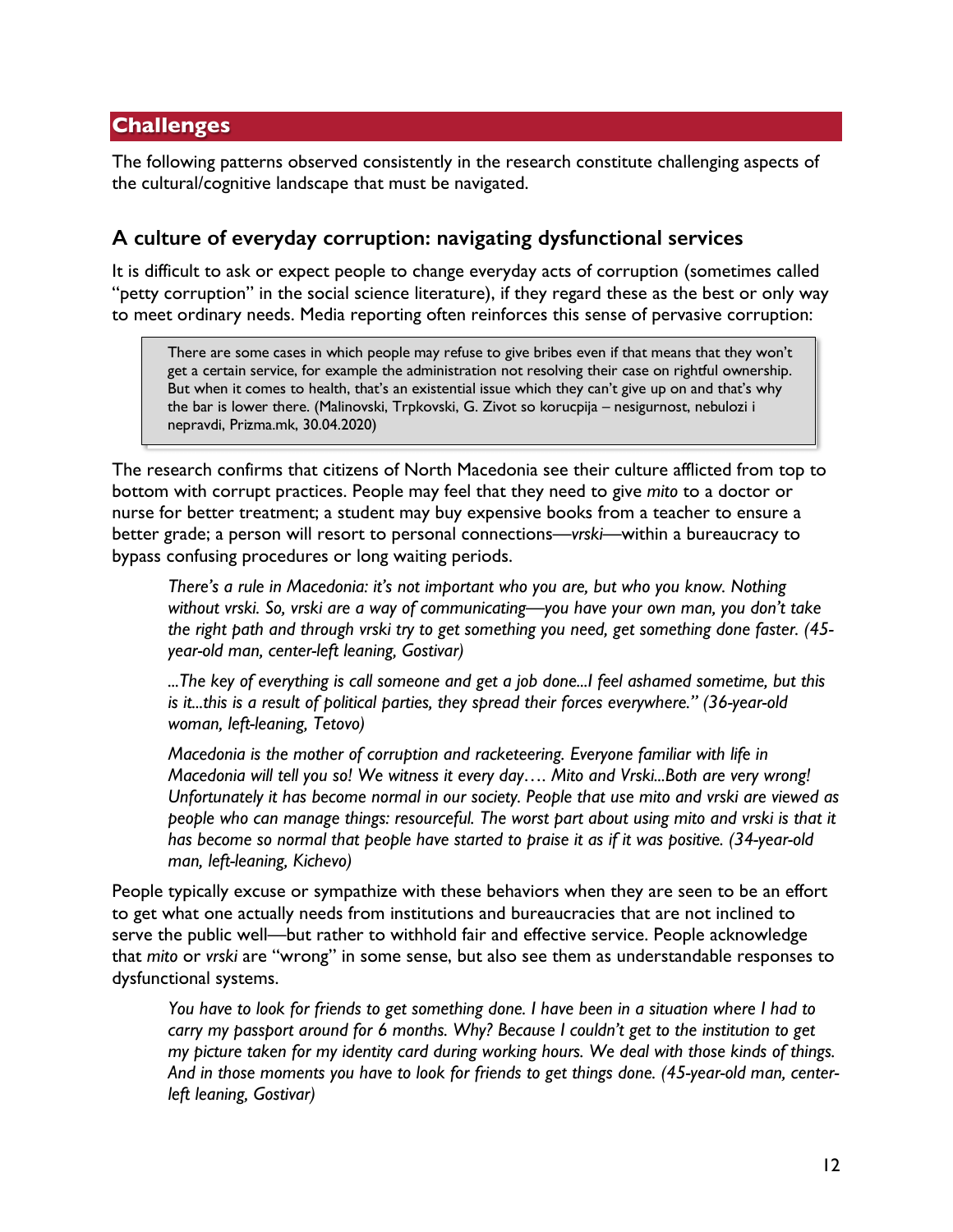## Challenges

The following patterns observed consistently in the research constitute challenging aspects of the cultural/cognitive landscape that must be navigated.

### A culture of everyday corruption: navigating dysfunctional services

It is difficult to ask or expect people to change everyday acts of corruption (sometimes called "petty corruption" in the social science literature), if they regard these as the best or only way to meet ordinary needs. Media reporting often reinforces this sense of pervasive corruption:

> There are some cases in which people may refuse to give bribes even if that means that they won't get a certain service, for example the administration not resolving their case on rightful ownership. But when it comes to health, that's an existential issue which they can't give up on and that's why the bar is lower there. (Malinovski, Trpkovski, G. Zivot so korucpija – nesigurnost, nebulozi i nepravdi, Prizma.mk, 30.04.2020)

The research confirms that citizens of North Macedonia see their culture afflicted from top to bottom with corrupt practices. People may feel that they need to give *mito* to a doctor or nurse for better treatment; a student may buy expensive books from a teacher to ensure a better grade; a person will resort to personal connections—*vrski*—within a bureaucracy to bypass confusing procedures or long waiting periods.

> *There's a rule in Macedonia: it's not important who you are, but who you know. Nothing without vrski. So, vrski are a way of communicating—you have your own man, you don't take the right path and through vrski try to get something you need, get something done faster. (45-year-old man, center-left leaning, Gostivar)*

> *...The key of everything is call someone and get a job done...I feel ashamed sometime, but this is it...this is a result of political parties, they spread their forces everywhere." (36-year-old woman, left-leaning, Tetovo)*

> *Macedonia is the mother of corruption and racketeering. Everyone familiar with life in Macedonia will tell you so! We witness it every day…. Mito and Vrski...Both are very wrong! Unfortunately it has become normal in our society. People that use mito and vrski are viewed as people who can manage things: resourceful. The worst part about using mito and vrski is that it has become so normal that people have started to praise it as if it was positive. (34-year-old man, left-leaning, Kichevo)*

People typically excuse or sympathize with these behaviors when they are seen to be an effort to get what one actually needs from institutions and bureaucracies that are not inclined to serve the public well—but rather to withhold fair and effective service. People acknowledge that *mito* or *vrski* are "wrong" in some sense, but also see them as understandable responses to dysfunctional systems.

> *You have to look for friends to get something done. I have been in a situation where I had to carry my passport around for 6 months. Why? Because I couldn't get to the institution to get my picture taken for my identity card during working hours. We deal with those kinds of things. And in those moments you have to look for friends to get things done. (45-year-old man, center-left leaning, Gostivar)*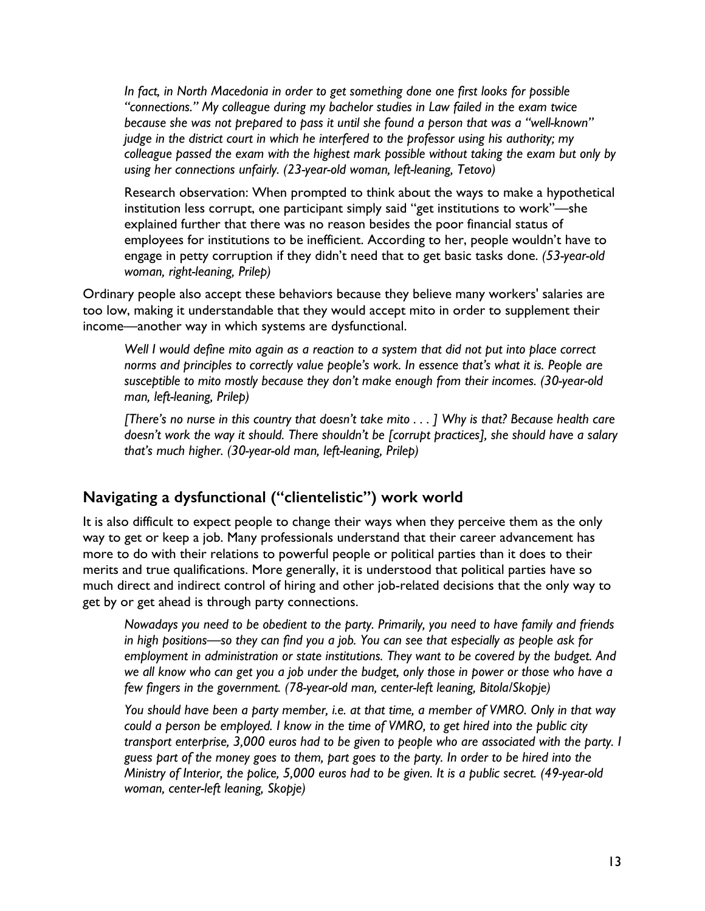*In fact, in North Macedonia in order to get something done one first looks for possible "connections." My colleague during my bachelor studies in Law failed in the exam twice because she was not prepared to pass it until she found a person that was a "well-known" judge in the district court in which he interfered to the professor using his authority; my colleague passed the exam with the highest mark possible without taking the exam but only by using her connections unfairly. (23-year-old woman, left-leaning, Tetovo)*

Research observation: When prompted to think about the ways to make a hypothetical institution less corrupt, one participant simply said "get institutions to work"—she explained further that there was no reason besides the poor financial status of employees for institutions to be inefficient. According to her, people wouldn't have to engage in petty corruption if they didn't need that to get basic tasks done. *(53-year-old woman, right-leaning, Prilep)*

Ordinary people also accept these behaviors because they believe many workers' salaries are too low, making it understandable that they would accept mito in order to supplement their income—another way in which systems are dysfunctional.

*Well I would define mito again as a reaction to a system that did not put into place correct norms and principles to correctly value people's work. In essence that's what it is. People are susceptible to mito mostly because they don't make enough from their incomes. (30-year-old man, left-leaning, Prilep)*

*[There's no nurse in this country that doesn't take mito . . . ] Why is that? Because health care doesn't work the way it should. There shouldn't be [corrupt practices], she should have a salary that's much higher. (30-year-old man, left-leaning, Prilep)*

## Navigating a dysfunctional ("clientelistic") work world

It is also difficult to expect people to change their ways when they perceive them as the only way to get or keep a job. Many professionals understand that their career advancement has more to do with their relations to powerful people or political parties than it does to their merits and true qualifications. More generally, it is understood that political parties have so much direct and indirect control of hiring and other job-related decisions that the only way to get by or get ahead is through party connections.

*Nowadays you need to be obedient to the party. Primarily, you need to have family and friends in high positions—so they can find you a job. You can see that especially as people ask for employment in administration or state institutions. They want to be covered by the budget. And we all know who can get you a job under the budget, only those in power or those who have a few fingers in the government. (78-year-old man, center-left leaning, Bitola/Skopje)*

*You should have been a party member, i.e. at that time, a member of VMRO. Only in that way could a person be employed. I know in the time of VMRO, to get hired into the public city transport enterprise, 3,000 euros had to be given to people who are associated with the party. I guess part of the money goes to them, part goes to the party. In order to be hired into the Ministry of Interior, the police, 5,000 euros had to be given. It is a public secret. (49-year-old woman, center-left leaning, Skopje)*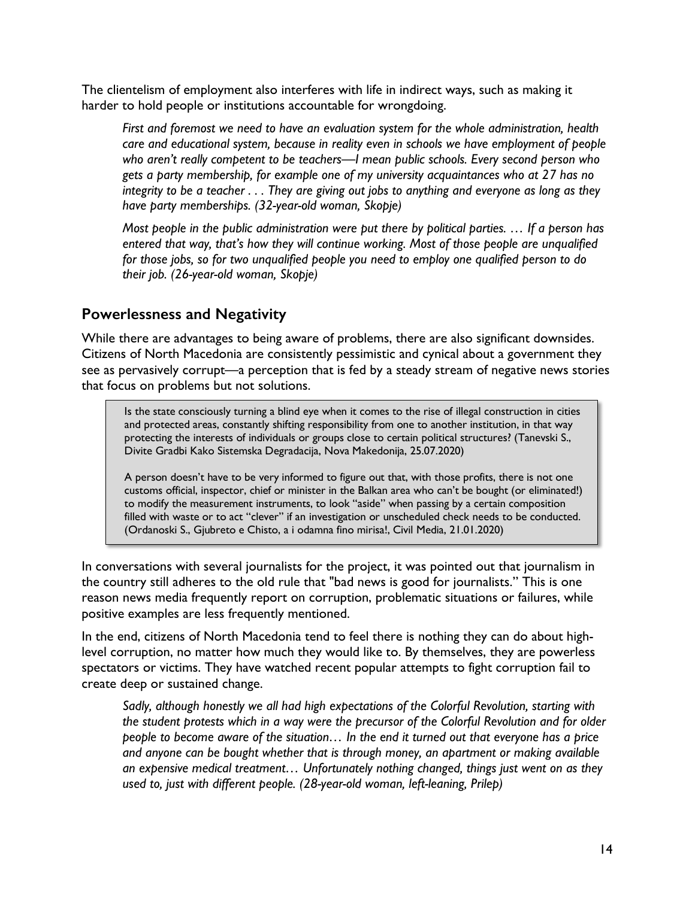The clientelism of employment also interferes with life in indirect ways, such as making it harder to hold people or institutions accountable for wrongdoing.

> *First and foremost we need to have an evaluation system for the whole administration, health care and educational system, because in reality even in schools we have employment of people who aren't really competent to be teachers—I mean public schools. Every second person who gets a party membership, for example one of my university acquaintances who at 27 has no integrity to be a teacher . . . They are giving out jobs to anything and everyone as long as they have party memberships. (32-year-old woman, Skopje)*

> *Most people in the public administration were put there by political parties. … If a person has entered that way, that's how they will continue working. Most of those people are unqualified for those jobs, so for two unqualified people you need to employ one qualified person to do their job. (26-year-old woman, Skopje)*

## Powerlessness and Negativity

While there are advantages to being aware of problems, there are also significant downsides. Citizens of North Macedonia are consistently pessimistic and cynical about a government they see as pervasively corrupt—a perception that is fed by a steady stream of negative news stories that focus on problems but not solutions.

> Is the state consciously turning a blind eye when it comes to the rise of illegal construction in cities and protected areas, constantly shifting responsibility from one to another institution, in that way protecting the interests of individuals or groups close to certain political structures? (Tanevski S., Divite Gradbi Kako Sistemska Degradacija, Nova Makedonija, 25.07.2020)
>
> A person doesn't have to be very informed to figure out that, with those profits, there is not one customs official, inspector, chief or minister in the Balkan area who can't be bought (or eliminated!) to modify the measurement instruments, to look "aside" when passing by a certain composition filled with waste or to act "clever" if an investigation or unscheduled check needs to be conducted. (Ordanoski S., Gjubreto e Chisto, a i odamna fino mirisa!, Civil Media, 21.01.2020)

In conversations with several journalists for the project, it was pointed out that journalism in the country still adheres to the old rule that "bad news is good for journalists." This is one reason news media frequently report on corruption, problematic situations or failures, while positive examples are less frequently mentioned.

In the end, citizens of North Macedonia tend to feel there is nothing they can do about high-level corruption, no matter how much they would like to. By themselves, they are powerless spectators or victims. They have watched recent popular attempts to fight corruption fail to create deep or sustained change.

> *Sadly, although honestly we all had high expectations of the Colorful Revolution, starting with the student protests which in a way were the precursor of the Colorful Revolution and for older people to become aware of the situation… In the end it turned out that everyone has a price and anyone can be bought whether that is through money, an apartment or making available an expensive medical treatment… Unfortunately nothing changed, things just went on as they used to, just with different people. (28-year-old woman, left-leaning, Prilep)*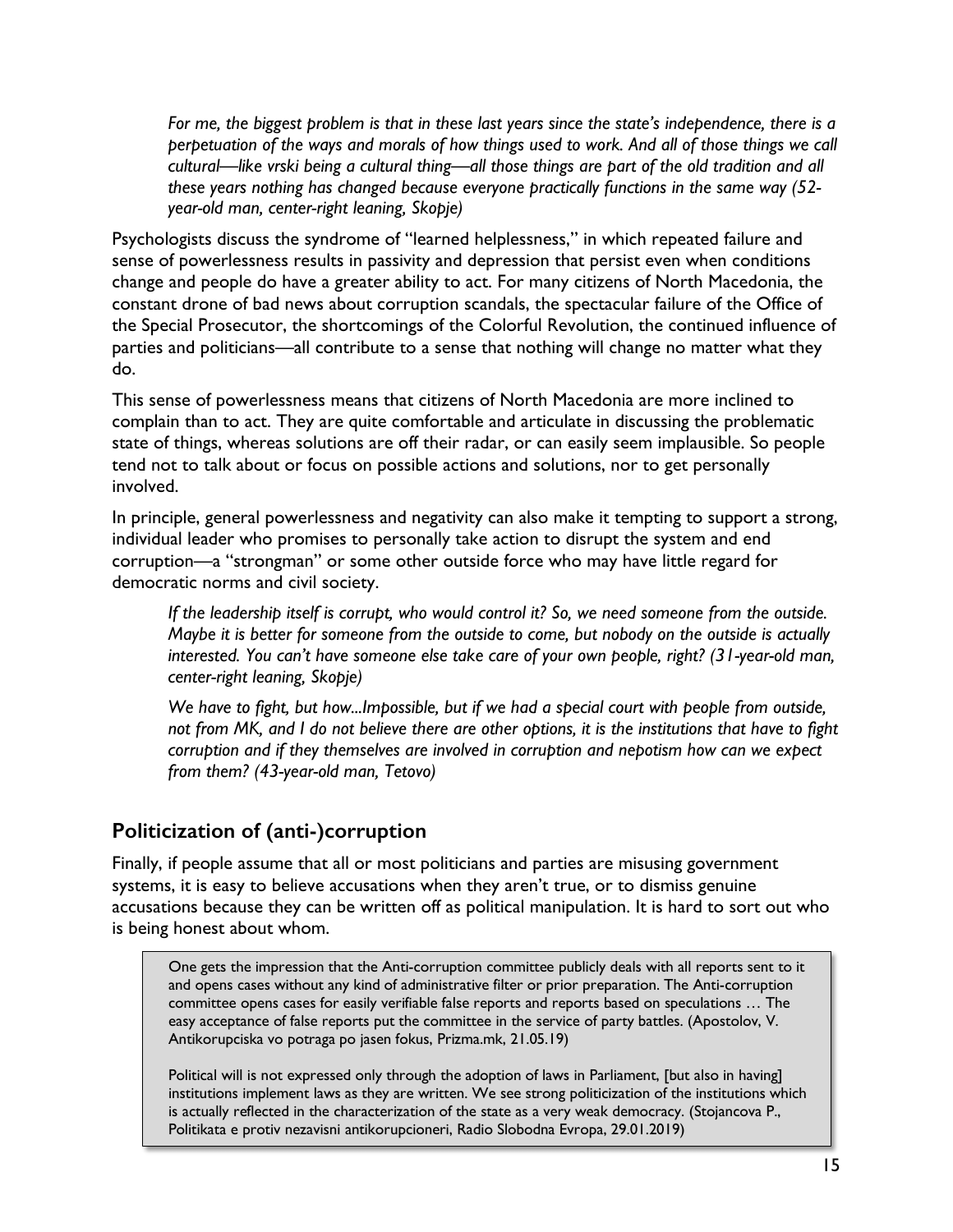> *For me, the biggest problem is that in these last years since the state's independence, there is a perpetuation of the ways and morals of how things used to work. And all of those things we call cultural—like vrski being a cultural thing—all those things are part of the old tradition and all these years nothing has changed because everyone practically functions in the same way (52-year-old man, center-right leaning, Skopje)*

Psychologists discuss the syndrome of "learned helplessness," in which repeated failure and sense of powerlessness results in passivity and depression that persist even when conditions change and people do have a greater ability to act. For many citizens of North Macedonia, the constant drone of bad news about corruption scandals, the spectacular failure of the Office of the Special Prosecutor, the shortcomings of the Colorful Revolution, the continued influence of parties and politicians—all contribute to a sense that nothing will change no matter what they do.

This sense of powerlessness means that citizens of North Macedonia are more inclined to complain than to act. They are quite comfortable and articulate in discussing the problematic state of things, whereas solutions are off their radar, or can easily seem implausible. So people tend not to talk about or focus on possible actions and solutions, nor to get personally involved.

In principle, general powerlessness and negativity can also make it tempting to support a strong, individual leader who promises to personally take action to disrupt the system and end corruption—a "strongman" or some other outside force who may have little regard for democratic norms and civil society.

> *If the leadership itself is corrupt, who would control it? So, we need someone from the outside. Maybe it is better for someone from the outside to come, but nobody on the outside is actually interested. You can't have someone else take care of your own people, right? (31-year-old man, center-right leaning, Skopje)*

> *We have to fight, but how...Impossible, but if we had a special court with people from outside, not from MK, and I do not believe there are other options, it is the institutions that have to fight corruption and if they themselves are involved in corruption and nepotism how can we expect from them? (43-year-old man, Tetovo)*

## Politicization of (anti-)corruption

Finally, if people assume that all or most politicians and parties are misusing government systems, it is easy to believe accusations when they aren't true, or to dismiss genuine accusations because they can be written off as political manipulation. It is hard to sort out who is being honest about whom.

> One gets the impression that the Anti-corruption committee publicly deals with all reports sent to it and opens cases without any kind of administrative filter or prior preparation. The Anti-corruption committee opens cases for easily verifiable false reports and reports based on speculations … The easy acceptance of false reports put the committee in the service of party battles. (Apostolov, V. Antikorupciska vo potraga po jasen fokus, Prizma.mk, 21.05.19)
>
> Political will is not expressed only through the adoption of laws in Parliament, [but also in having] institutions implement laws as they are written. We see strong politicization of the institutions which is actually reflected in the characterization of the state as a very weak democracy. (Stojancova P., Politikata e protiv nezavisni antikorupcioneri, Radio Slobodna Evropa, 29.01.2019)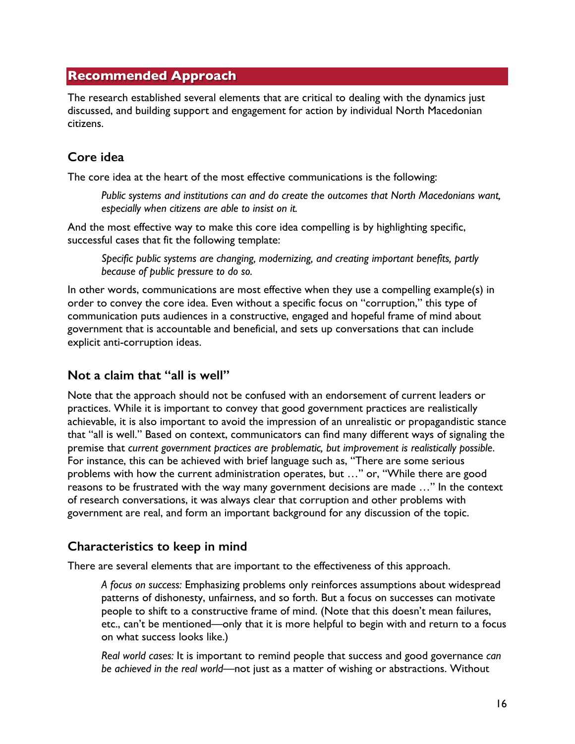## Recommended Approach

The research established several elements that are critical to dealing with the dynamics just discussed, and building support and engagement for action by individual North Macedonian citizens.

### Core idea

The core idea at the heart of the most effective communications is the following:

> *Public systems and institutions can and do create the outcomes that North Macedonians want, especially when citizens are able to insist on it.*

And the most effective way to make this core idea compelling is by highlighting specific, successful cases that fit the following template:

> *Specific public systems are changing, modernizing, and creating important benefits, partly because of public pressure to do so.*

In other words, communications are most effective when they use a compelling example(s) in order to convey the core idea. Even without a specific focus on "corruption," this type of communication puts audiences in a constructive, engaged and hopeful frame of mind about government that is accountable and beneficial, and sets up conversations that can include explicit anti-corruption ideas.

### Not a claim that "all is well"

Note that the approach should not be confused with an endorsement of current leaders or practices. While it is important to convey that good government practices are realistically achievable, it is also important to avoid the impression of an unrealistic or propagandistic stance that "all is well." Based on context, communicators can find many different ways of signaling the premise that *current government practices are problematic, but improvement is realistically possible*. For instance, this can be achieved with brief language such as, "There are some serious problems with how the current administration operates, but …" or, "While there are good reasons to be frustrated with the way many government decisions are made …" In the context of research conversations, it was always clear that corruption and other problems with government are real, and form an important background for any discussion of the topic.

### Characteristics to keep in mind

There are several elements that are important to the effectiveness of this approach.

> *A focus on success:* Emphasizing problems only reinforces assumptions about widespread patterns of dishonesty, unfairness, and so forth. But a focus on successes can motivate people to shift to a constructive frame of mind. (Note that this doesn't mean failures, etc., can't be mentioned—only that it is more helpful to begin with and return to a focus on what success looks like.)
>
> *Real world cases:* It is important to remind people that success and good governance *can be achieved in the real world*—not just as a matter of wishing or abstractions. Without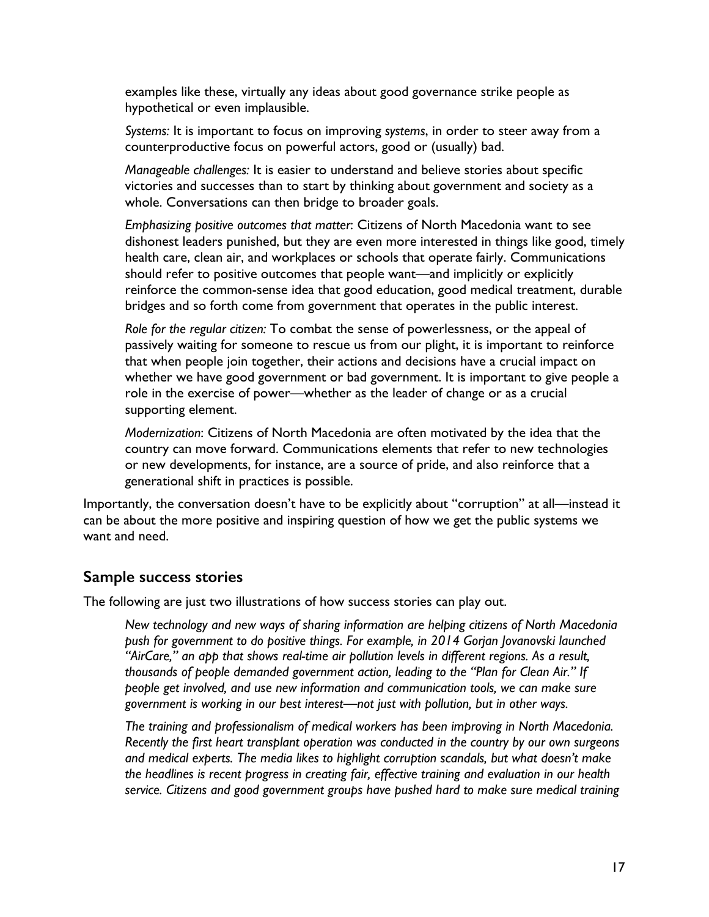examples like these, virtually any ideas about good governance strike people as hypothetical or even implausible.

*Systems:* It is important to focus on improving *systems*, in order to steer away from a counterproductive focus on powerful actors, good or (usually) bad.

*Manageable challenges:* It is easier to understand and believe stories about specific victories and successes than to start by thinking about government and society as a whole. Conversations can then bridge to broader goals.

*Emphasizing positive outcomes that matter*: Citizens of North Macedonia want to see dishonest leaders punished, but they are even more interested in things like good, timely health care, clean air, and workplaces or schools that operate fairly. Communications should refer to positive outcomes that people want—and implicitly or explicitly reinforce the common-sense idea that good education, good medical treatment, durable bridges and so forth come from government that operates in the public interest.

*Role for the regular citizen:* To combat the sense of powerlessness, or the appeal of passively waiting for someone to rescue us from our plight, it is important to reinforce that when people join together, their actions and decisions have a crucial impact on whether we have good government or bad government. It is important to give people a role in the exercise of power—whether as the leader of change or as a crucial supporting element.

*Modernization*: Citizens of North Macedonia are often motivated by the idea that the country can move forward. Communications elements that refer to new technologies or new developments, for instance, are a source of pride, and also reinforce that a generational shift in practices is possible.

Importantly, the conversation doesn't have to be explicitly about "corruption" at all—instead it can be about the more positive and inspiring question of how we get the public systems we want and need.

## Sample success stories

The following are just two illustrations of how success stories can play out.

*New technology and new ways of sharing information are helping citizens of North Macedonia push for government to do positive things. For example, in 2014 Gorjan Jovanovski launched "AirCare," an app that shows real-time air pollution levels in different regions. As a result, thousands of people demanded government action, leading to the "Plan for Clean Air." If people get involved, and use new information and communication tools, we can make sure government is working in our best interest—not just with pollution, but in other ways.*

*The training and professionalism of medical workers has been improving in North Macedonia. Recently the first heart transplant operation was conducted in the country by our own surgeons and medical experts. The media likes to highlight corruption scandals, but what doesn't make the headlines is recent progress in creating fair, effective training and evaluation in our health service. Citizens and good government groups have pushed hard to make sure medical training*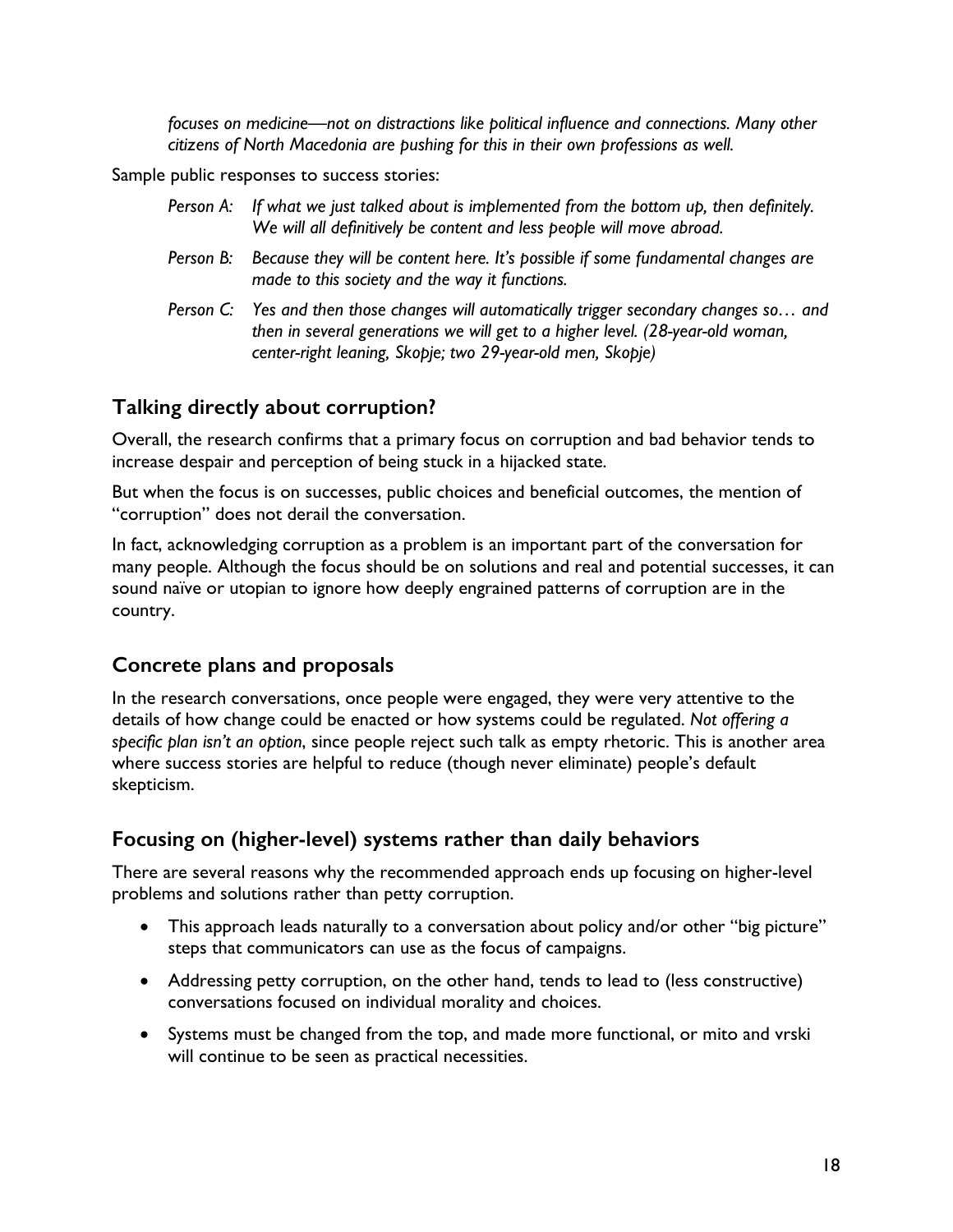*focuses on medicine—not on distractions like political influence and connections. Many other citizens of North Macedonia are pushing for this in their own professions as well.*

Sample public responses to success stories:

> *Person A: If what we just talked about is implemented from the bottom up, then definitely. We will all definitively be content and less people will move abroad.*
>
> *Person B: Because they will be content here. It's possible if some fundamental changes are made to this society and the way it functions.*
>
> *Person C: Yes and then those changes will automatically trigger secondary changes so… and then in several generations we will get to a higher level. (28-year-old woman, center-right leaning, Skopje; two 29-year-old men, Skopje)*

## Talking directly about corruption?

Overall, the research confirms that a primary focus on corruption and bad behavior tends to increase despair and perception of being stuck in a hijacked state.

But when the focus is on successes, public choices and beneficial outcomes, the mention of "corruption" does not derail the conversation.

In fact, acknowledging corruption as a problem is an important part of the conversation for many people. Although the focus should be on solutions and real and potential successes, it can sound naïve or utopian to ignore how deeply engrained patterns of corruption are in the country.

## Concrete plans and proposals

In the research conversations, once people were engaged, they were very attentive to the details of how change could be enacted or how systems could be regulated. *Not offering a specific plan isn't an option*, since people reject such talk as empty rhetoric. This is another area where success stories are helpful to reduce (though never eliminate) people's default skepticism.

## Focusing on (higher-level) systems rather than daily behaviors

There are several reasons why the recommended approach ends up focusing on higher-level problems and solutions rather than petty corruption.

- This approach leads naturally to a conversation about policy and/or other "big picture" steps that communicators can use as the focus of campaigns.
- Addressing petty corruption, on the other hand, tends to lead to (less constructive) conversations focused on individual morality and choices.
- Systems must be changed from the top, and made more functional, or mito and vrski will continue to be seen as practical necessities.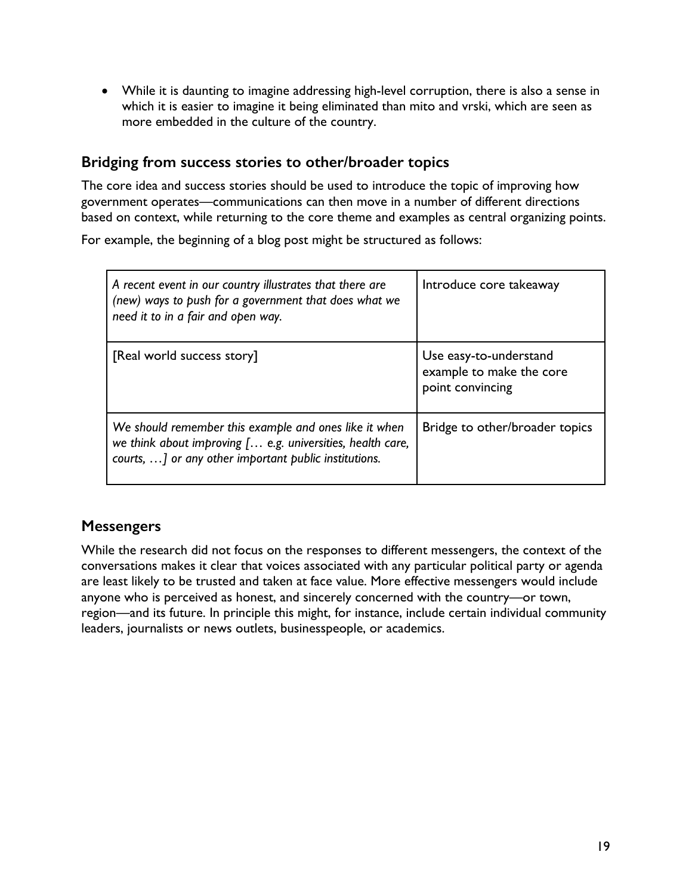- While it is daunting to imagine addressing high-level corruption, there is also a sense in which it is easier to imagine it being eliminated than mito and vrski, which are seen as more embedded in the culture of the country.

## Bridging from success stories to other/broader topics

The core idea and success stories should be used to introduce the topic of improving how government operates—communications can then move in a number of different directions based on context, while returning to the core theme and examples as central organizing points.

For example, the beginning of a blog post might be structured as follows:

| | |
|---|---|
| *A recent event in our country illustrates that there are (new) ways to push for a government that does what we need it to in a fair and open way.* | Introduce core takeaway |
| [Real world success story] | Use easy-to-understand example to make the core point convincing |
| *We should remember this example and ones like it when we think about improving [… e.g. universities, health care, courts, …] or any other important public institutions.* | Bridge to other/broader topics |

## Messengers

While the research did not focus on the responses to different messengers, the context of the conversations makes it clear that voices associated with any particular political party or agenda are least likely to be trusted and taken at face value. More effective messengers would include anyone who is perceived as honest, and sincerely concerned with the country—or town, region—and its future. In principle this might, for instance, include certain individual community leaders, journalists or news outlets, businesspeople, or academics.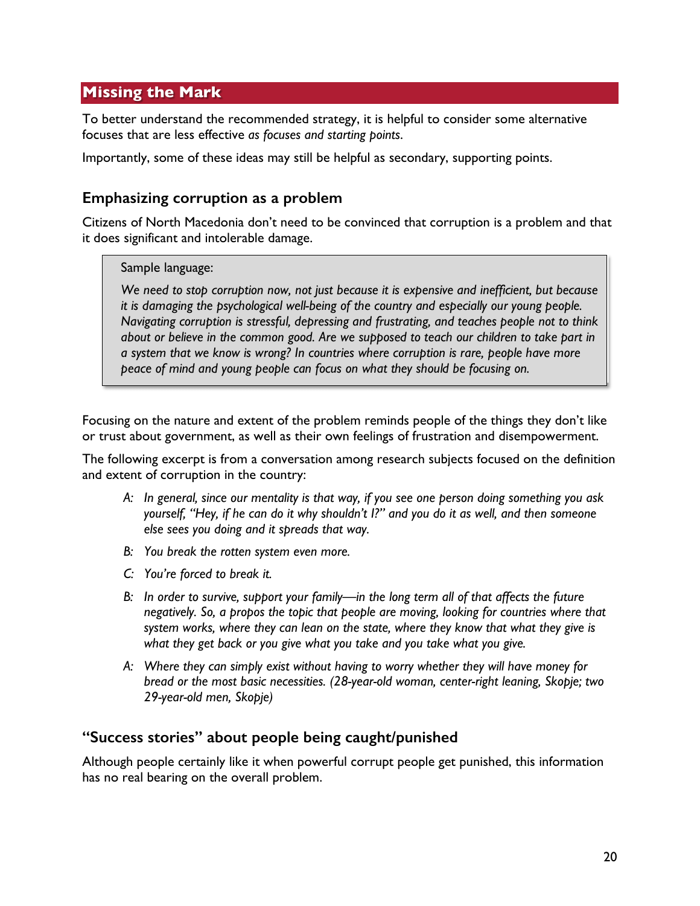## Missing the Mark

To better understand the recommended strategy, it is helpful to consider some alternative focuses that are less effective *as focuses and starting points*.

Importantly, some of these ideas may still be helpful as secondary, supporting points.

### Emphasizing corruption as a problem

Citizens of North Macedonia don't need to be convinced that corruption is a problem and that it does significant and intolerable damage.

> Sample language:
>
> *We need to stop corruption now, not just because it is expensive and inefficient, but because it is damaging the psychological well-being of the country and especially our young people. Navigating corruption is stressful, depressing and frustrating, and teaches people not to think about or believe in the common good. Are we supposed to teach our children to take part in a system that we know is wrong? In countries where corruption is rare, people have more peace of mind and young people can focus on what they should be focusing on.*

Focusing on the nature and extent of the problem reminds people of the things they don't like or trust about government, as well as their own feelings of frustration and disempowerment.

The following excerpt is from a conversation among research subjects focused on the definition and extent of corruption in the country:

> *A: In general, since our mentality is that way, if you see one person doing something you ask yourself, "Hey, if he can do it why shouldn't I?" and you do it as well, and then someone else sees you doing and it spreads that way.*
>
> *B: You break the rotten system even more.*
>
> *C: You're forced to break it.*
>
> *B: In order to survive, support your family—in the long term all of that affects the future negatively. So, a propos the topic that people are moving, looking for countries where that system works, where they can lean on the state, where they know that what they give is what they get back or you give what you take and you take what you give.*
>
> *A: Where they can simply exist without having to worry whether they will have money for bread or the most basic necessities. (28-year-old woman, center-right leaning, Skopje; two 29-year-old men, Skopje)*

### "Success stories" about people being caught/punished

Although people certainly like it when powerful corrupt people get punished, this information has no real bearing on the overall problem.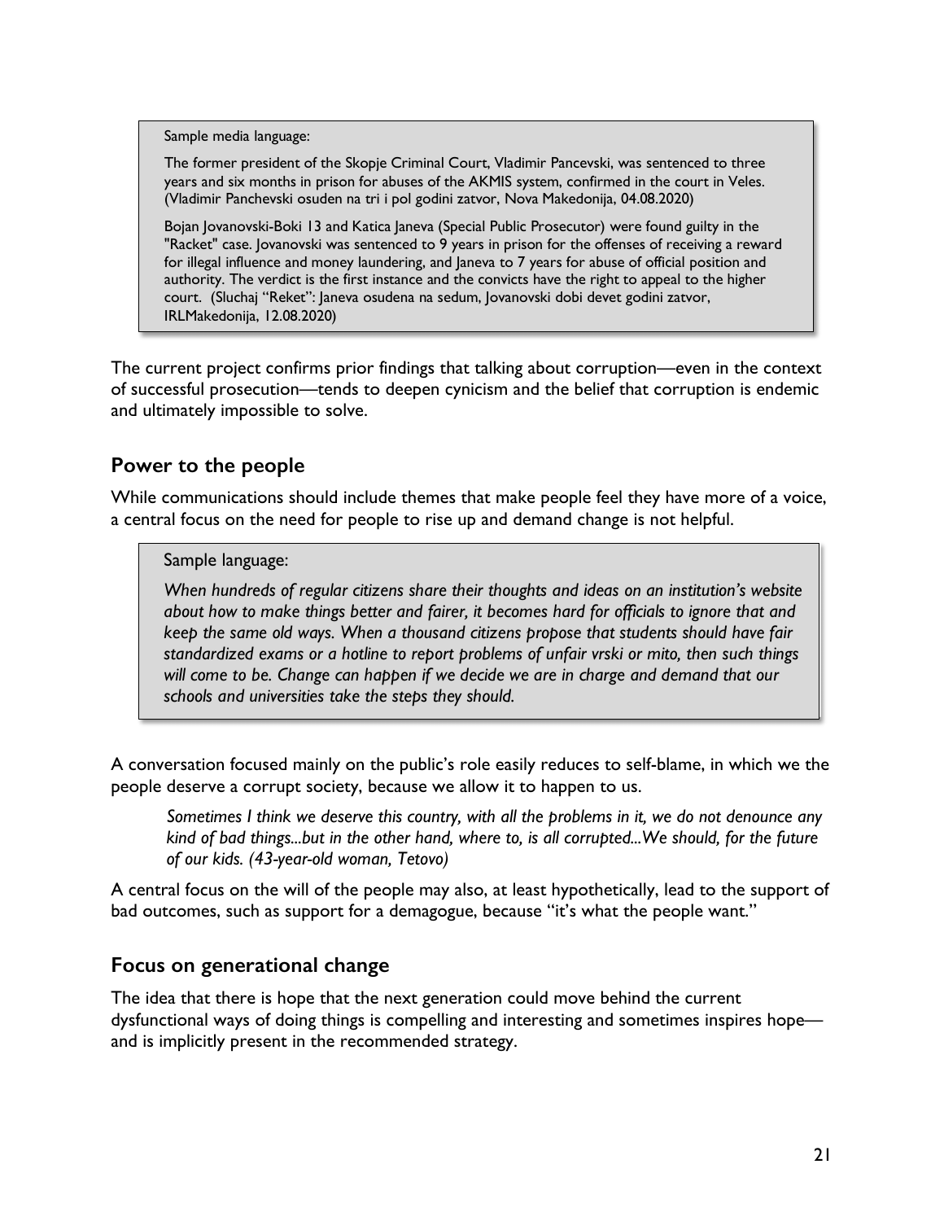> Sample media language:
>
> The former president of the Skopje Criminal Court, Vladimir Pancevski, was sentenced to three years and six months in prison for abuses of the AKMIS system, confirmed in the court in Veles. (Vladimir Panchevski osuden na tri i pol godini zatvor, Nova Makedonija, 04.08.2020)
>
> Bojan Jovanovski-Boki 13 and Katica Janeva (Special Public Prosecutor) were found guilty in the "Racket" case. Jovanovski was sentenced to 9 years in prison for the offenses of receiving a reward for illegal influence and money laundering, and Janeva to 7 years for abuse of official position and authority. The verdict is the first instance and the convicts have the right to appeal to the higher court. (Sluchaj "Reket": Janeva osudena na sedum, Jovanovski dobi devet godini zatvor, IRLMakedonija, 12.08.2020)

The current project confirms prior findings that talking about corruption—even in the context of successful prosecution—tends to deepen cynicism and the belief that corruption is endemic and ultimately impossible to solve.

## Power to the people

While communications should include themes that make people feel they have more of a voice, a central focus on the need for people to rise up and demand change is not helpful.

> Sample language:
>
> *When hundreds of regular citizens share their thoughts and ideas on an institution's website about how to make things better and fairer, it becomes hard for officials to ignore that and keep the same old ways. When a thousand citizens propose that students should have fair standardized exams or a hotline to report problems of unfair vrski or mito, then such things will come to be. Change can happen if we decide we are in charge and demand that our schools and universities take the steps they should.*

A conversation focused mainly on the public's role easily reduces to self-blame, in which we the people deserve a corrupt society, because we allow it to happen to us.

> *Sometimes I think we deserve this country, with all the problems in it, we do not denounce any kind of bad things...but in the other hand, where to, is all corrupted...We should, for the future of our kids. (43-year-old woman, Tetovo)*

A central focus on the will of the people may also, at least hypothetically, lead to the support of bad outcomes, such as support for a demagogue, because "it's what the people want."

## Focus on generational change

The idea that there is hope that the next generation could move behind the current dysfunctional ways of doing things is compelling and interesting and sometimes inspires hope—and is implicitly present in the recommended strategy.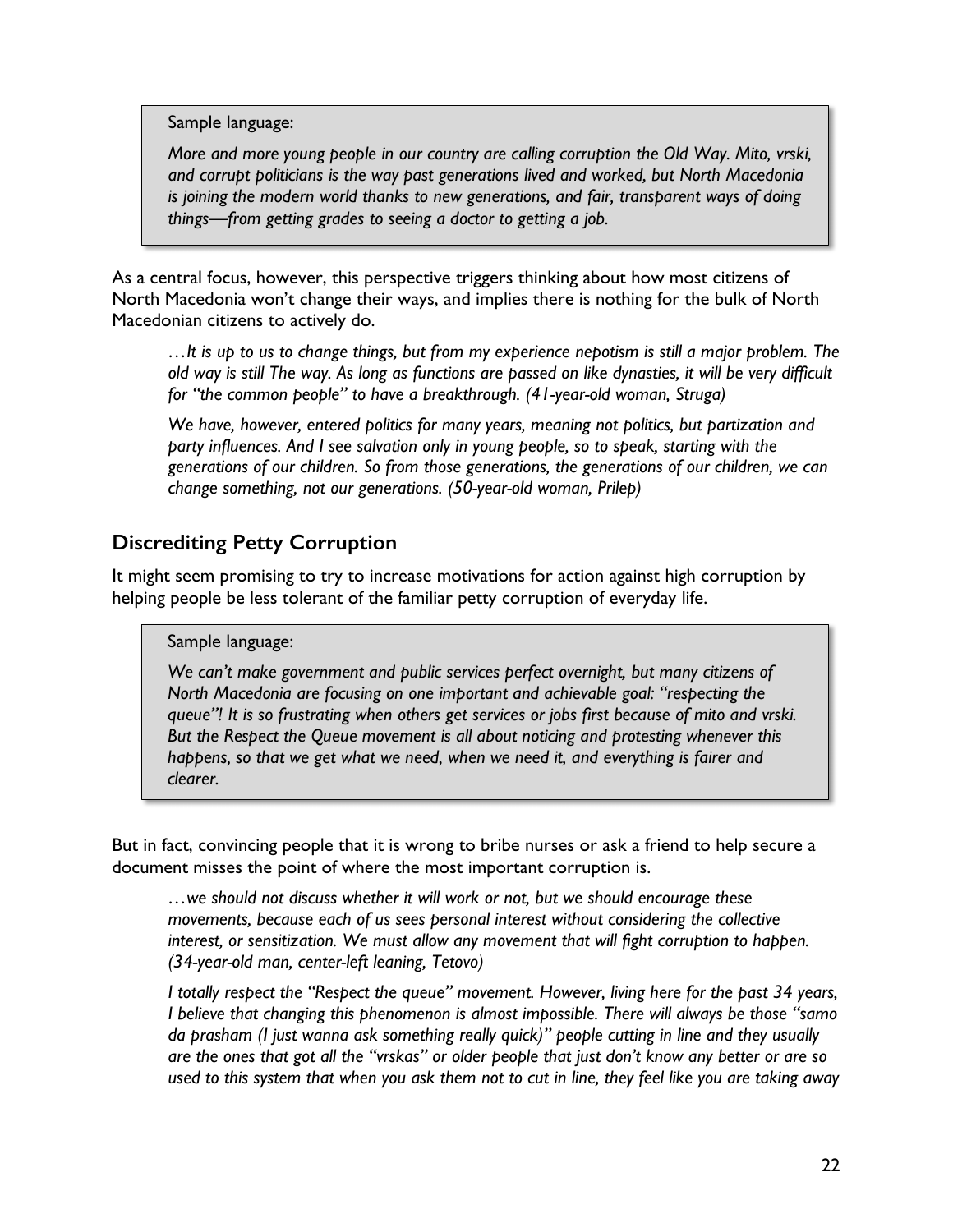> Sample language:
>
> *More and more young people in our country are calling corruption the Old Way. Mito, vrski, and corrupt politicians is the way past generations lived and worked, but North Macedonia is joining the modern world thanks to new generations, and fair, transparent ways of doing things—from getting grades to seeing a doctor to getting a job.*

As a central focus, however, this perspective triggers thinking about how most citizens of North Macedonia won't change their ways, and implies there is nothing for the bulk of North Macedonian citizens to actively do.

> *…It is up to us to change things, but from my experience nepotism is still a major problem. The old way is still The way. As long as functions are passed on like dynasties, it will be very difficult for "the common people" to have a breakthrough. (41-year-old woman, Struga)*
>
> *We have, however, entered politics for many years, meaning not politics, but partization and party influences. And I see salvation only in young people, so to speak, starting with the generations of our children. So from those generations, the generations of our children, we can change something, not our generations. (50-year-old woman, Prilep)*

## Discrediting Petty Corruption

It might seem promising to try to increase motivations for action against high corruption by helping people be less tolerant of the familiar petty corruption of everyday life.

> Sample language:
>
> *We can't make government and public services perfect overnight, but many citizens of North Macedonia are focusing on one important and achievable goal: "respecting the queue"! It is so frustrating when others get services or jobs first because of mito and vrski. But the Respect the Queue movement is all about noticing and protesting whenever this happens, so that we get what we need, when we need it, and everything is fairer and clearer.*

But in fact, convincing people that it is wrong to bribe nurses or ask a friend to help secure a document misses the point of where the most important corruption is.

> *…we should not discuss whether it will work or not, but we should encourage these movements, because each of us sees personal interest without considering the collective interest, or sensitization. We must allow any movement that will fight corruption to happen. (34-year-old man, center-left leaning, Tetovo)*
>
> *I totally respect the "Respect the queue" movement. However, living here for the past 34 years, I believe that changing this phenomenon is almost impossible. There will always be those "samo da prasham (I just wanna ask something really quick)" people cutting in line and they usually are the ones that got all the "vrskas" or older people that just don't know any better or are so used to this system that when you ask them not to cut in line, they feel like you are taking away*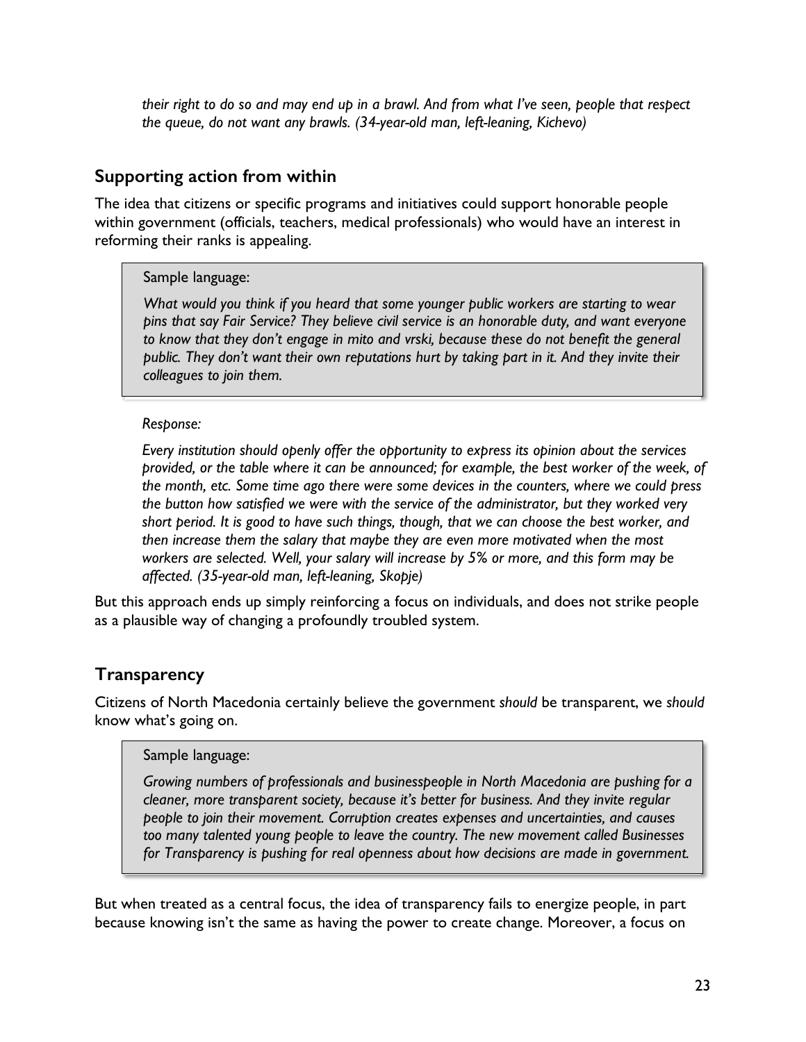*their right to do so and may end up in a brawl. And from what I've seen, people that respect the queue, do not want any brawls. (34-year-old man, left-leaning, Kichevo)*

## Supporting action from within

The idea that citizens or specific programs and initiatives could support honorable people within government (officials, teachers, medical professionals) who would have an interest in reforming their ranks is appealing.

> Sample language:
>
> *What would you think if you heard that some younger public workers are starting to wear pins that say Fair Service? They believe civil service is an honorable duty, and want everyone to know that they don't engage in mito and vrski, because these do not benefit the general public. They don't want their own reputations hurt by taking part in it. And they invite their colleagues to join them.*

*Response:*

*Every institution should openly offer the opportunity to express its opinion about the services provided, or the table where it can be announced; for example, the best worker of the week, of the month, etc. Some time ago there were some devices in the counters, where we could press the button how satisfied we were with the service of the administrator, but they worked very short period. It is good to have such things, though, that we can choose the best worker, and then increase them the salary that maybe they are even more motivated when the most workers are selected. Well, your salary will increase by 5% or more, and this form may be affected. (35-year-old man, left-leaning, Skopje)*

But this approach ends up simply reinforcing a focus on individuals, and does not strike people as a plausible way of changing a profoundly troubled system.

## Transparency

Citizens of North Macedonia certainly believe the government *should* be transparent, we *should* know what's going on.

> Sample language:
>
> *Growing numbers of professionals and businesspeople in North Macedonia are pushing for a cleaner, more transparent society, because it's better for business. And they invite regular people to join their movement. Corruption creates expenses and uncertainties, and causes too many talented young people to leave the country. The new movement called Businesses for Transparency is pushing for real openness about how decisions are made in government.*

But when treated as a central focus, the idea of transparency fails to energize people, in part because knowing isn't the same as having the power to create change. Moreover, a focus on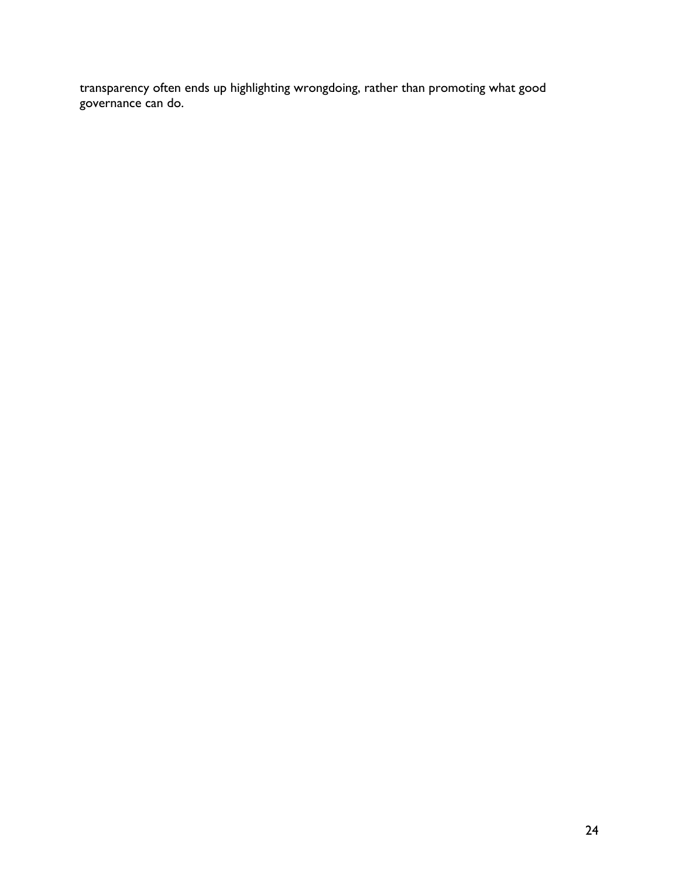transparency often ends up highlighting wrongdoing, rather than promoting what good governance can do.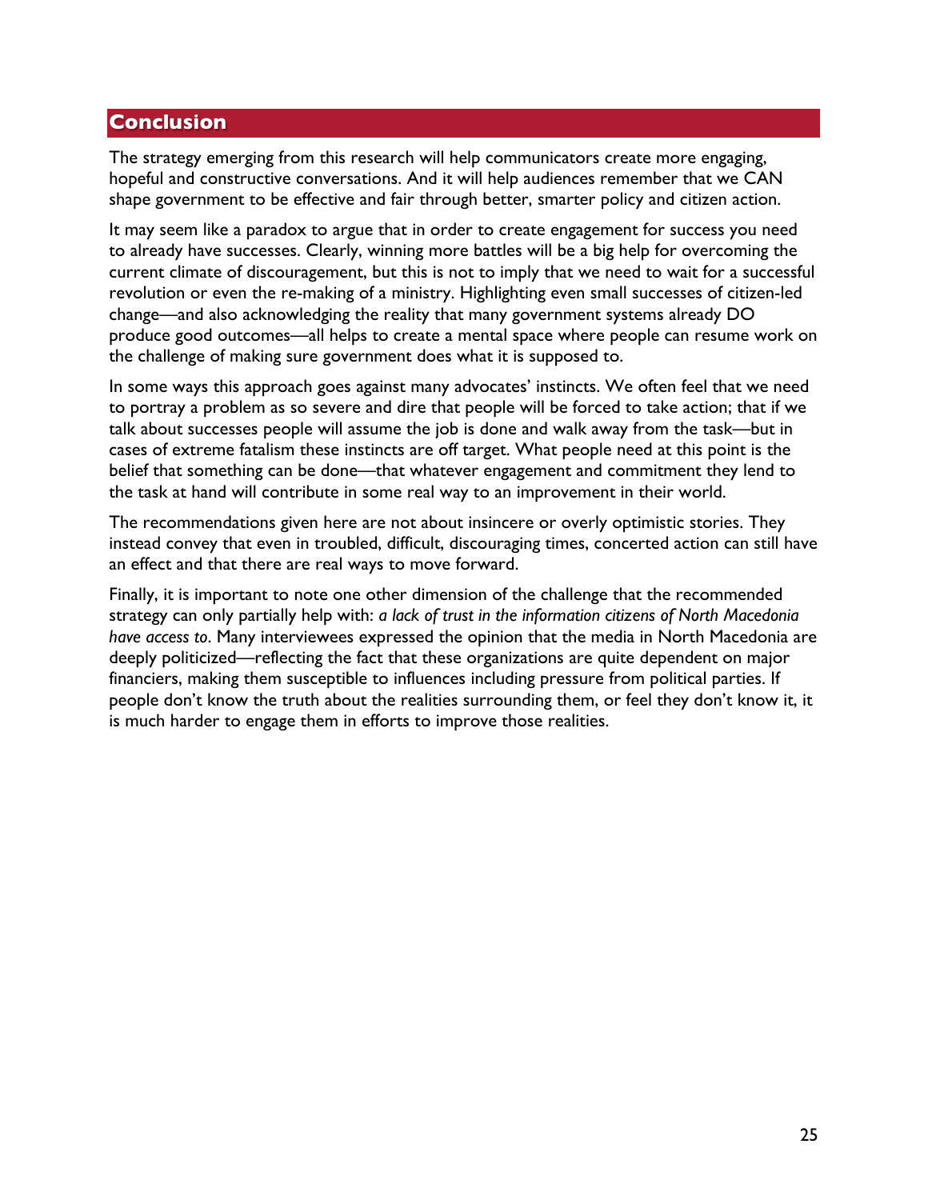## Conclusion

The strategy emerging from this research will help communicators create more engaging, hopeful and constructive conversations. And it will help audiences remember that we CAN shape government to be effective and fair through better, smarter policy and citizen action.

It may seem like a paradox to argue that in order to create engagement for success you need to already have successes. Clearly, winning more battles will be a big help for overcoming the current climate of discouragement, but this is not to imply that we need to wait for a successful revolution or even the re-making of a ministry. Highlighting even small successes of citizen-led change—and also acknowledging the reality that many government systems already DO produce good outcomes—all helps to create a mental space where people can resume work on the challenge of making sure government does what it is supposed to.

In some ways this approach goes against many advocates' instincts. We often feel that we need to portray a problem as so severe and dire that people will be forced to take action; that if we talk about successes people will assume the job is done and walk away from the task—but in cases of extreme fatalism these instincts are off target. What people need at this point is the belief that something can be done—that whatever engagement and commitment they lend to the task at hand will contribute in some real way to an improvement in their world.

The recommendations given here are not about insincere or overly optimistic stories. They instead convey that even in troubled, difficult, discouraging times, concerted action can still have an effect and that there are real ways to move forward.

Finally, it is important to note one other dimension of the challenge that the recommended strategy can only partially help with: *a lack of trust in the information citizens of North Macedonia have access to*. Many interviewees expressed the opinion that the media in North Macedonia are deeply politicized—reflecting the fact that these organizations are quite dependent on major financiers, making them susceptible to influences including pressure from political parties. If people don't know the truth about the realities surrounding them, or feel they don't know it, it is much harder to engage them in efforts to improve those realities.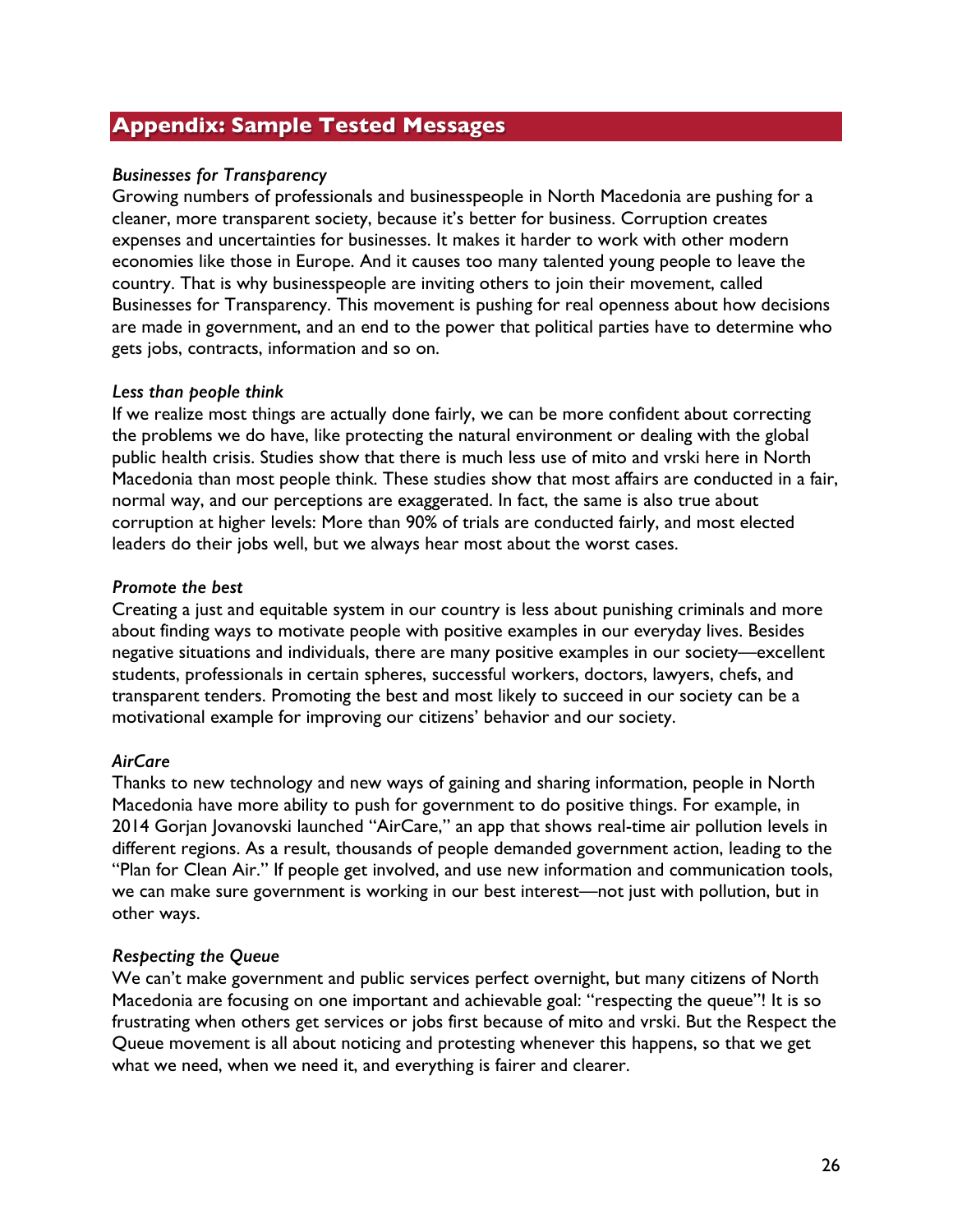## Appendix: Sample Tested Messages

*Businesses for Transparency*

Growing numbers of professionals and businesspeople in North Macedonia are pushing for a cleaner, more transparent society, because it's better for business. Corruption creates expenses and uncertainties for businesses. It makes it harder to work with other modern economies like those in Europe. And it causes too many talented young people to leave the country. That is why businesspeople are inviting others to join their movement, called Businesses for Transparency. This movement is pushing for real openness about how decisions are made in government, and an end to the power that political parties have to determine who gets jobs, contracts, information and so on.

*Less than people think*

If we realize most things are actually done fairly, we can be more confident about correcting the problems we do have, like protecting the natural environment or dealing with the global public health crisis. Studies show that there is much less use of mito and vrski here in North Macedonia than most people think. These studies show that most affairs are conducted in a fair, normal way, and our perceptions are exaggerated. In fact, the same is also true about corruption at higher levels: More than 90% of trials are conducted fairly, and most elected leaders do their jobs well, but we always hear most about the worst cases.

*Promote the best*

Creating a just and equitable system in our country is less about punishing criminals and more about finding ways to motivate people with positive examples in our everyday lives. Besides negative situations and individuals, there are many positive examples in our society—excellent students, professionals in certain spheres, successful workers, doctors, lawyers, chefs, and transparent tenders. Promoting the best and most likely to succeed in our society can be a motivational example for improving our citizens' behavior and our society.

*AirCare*

Thanks to new technology and new ways of gaining and sharing information, people in North Macedonia have more ability to push for government to do positive things. For example, in 2014 Gorjan Jovanovski launched "AirCare," an app that shows real-time air pollution levels in different regions. As a result, thousands of people demanded government action, leading to the "Plan for Clean Air." If people get involved, and use new information and communication tools, we can make sure government is working in our best interest—not just with pollution, but in other ways.

*Respecting the Queue*

We can't make government and public services perfect overnight, but many citizens of North Macedonia are focusing on one important and achievable goal: "respecting the queue"! It is so frustrating when others get services or jobs first because of mito and vrski. But the Respect the Queue movement is all about noticing and protesting whenever this happens, so that we get what we need, when we need it, and everything is fairer and clearer.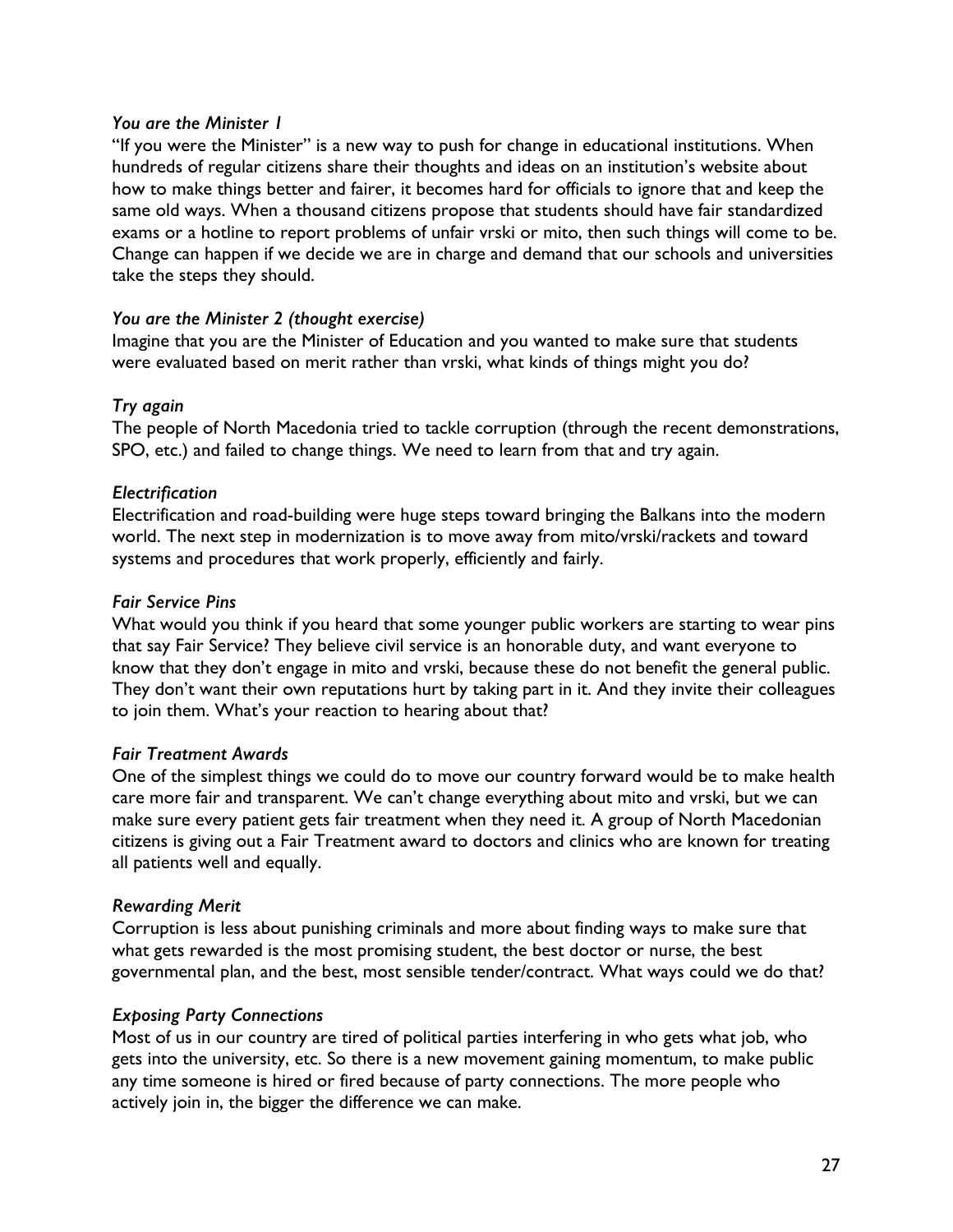*You are the Minister 1*

"If you were the Minister" is a new way to push for change in educational institutions. When hundreds of regular citizens share their thoughts and ideas on an institution's website about how to make things better and fairer, it becomes hard for officials to ignore that and keep the same old ways. When a thousand citizens propose that students should have fair standardized exams or a hotline to report problems of unfair vrski or mito, then such things will come to be. Change can happen if we decide we are in charge and demand that our schools and universities take the steps they should.

*You are the Minister 2 (thought exercise)*

Imagine that you are the Minister of Education and you wanted to make sure that students were evaluated based on merit rather than vrski, what kinds of things might you do?

*Try again*

The people of North Macedonia tried to tackle corruption (through the recent demonstrations, SPO, etc.) and failed to change things. We need to learn from that and try again.

*Electrification*

Electrification and road-building were huge steps toward bringing the Balkans into the modern world. The next step in modernization is to move away from mito/vrski/rackets and toward systems and procedures that work properly, efficiently and fairly.

*Fair Service Pins*

What would you think if you heard that some younger public workers are starting to wear pins that say Fair Service? They believe civil service is an honorable duty, and want everyone to know that they don't engage in mito and vrski, because these do not benefit the general public. They don't want their own reputations hurt by taking part in it. And they invite their colleagues to join them. What's your reaction to hearing about that?

*Fair Treatment Awards*

One of the simplest things we could do to move our country forward would be to make health care more fair and transparent. We can't change everything about mito and vrski, but we can make sure every patient gets fair treatment when they need it. A group of North Macedonian citizens is giving out a Fair Treatment award to doctors and clinics who are known for treating all patients well and equally.

*Rewarding Merit*

Corruption is less about punishing criminals and more about finding ways to make sure that what gets rewarded is the most promising student, the best doctor or nurse, the best governmental plan, and the best, most sensible tender/contract. What ways could we do that?

*Exposing Party Connections*

Most of us in our country are tired of political parties interfering in who gets what job, who gets into the university, etc. So there is a new movement gaining momentum, to make public any time someone is hired or fired because of party connections. The more people who actively join in, the bigger the difference we can make.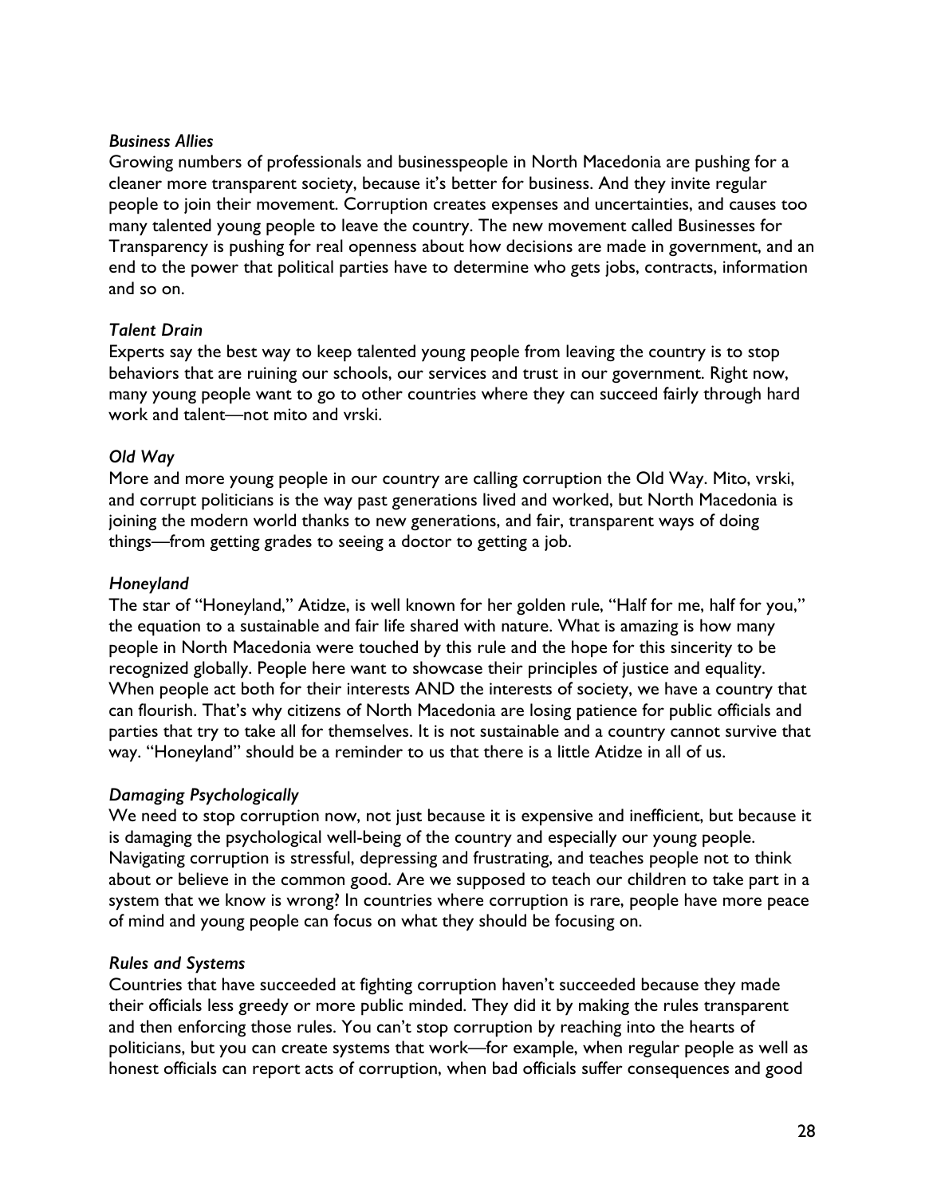*Business Allies*

Growing numbers of professionals and businesspeople in North Macedonia are pushing for a cleaner more transparent society, because it's better for business. And they invite regular people to join their movement. Corruption creates expenses and uncertainties, and causes too many talented young people to leave the country. The new movement called Businesses for Transparency is pushing for real openness about how decisions are made in government, and an end to the power that political parties have to determine who gets jobs, contracts, information and so on.

*Talent Drain*

Experts say the best way to keep talented young people from leaving the country is to stop behaviors that are ruining our schools, our services and trust in our government. Right now, many young people want to go to other countries where they can succeed fairly through hard work and talent—not mito and vrski.

*Old Way*

More and more young people in our country are calling corruption the Old Way. Mito, vrski, and corrupt politicians is the way past generations lived and worked, but North Macedonia is joining the modern world thanks to new generations, and fair, transparent ways of doing things—from getting grades to seeing a doctor to getting a job.

*Honeyland*

The star of "Honeyland," Atidze, is well known for her golden rule, "Half for me, half for you," the equation to a sustainable and fair life shared with nature. What is amazing is how many people in North Macedonia were touched by this rule and the hope for this sincerity to be recognized globally. People here want to showcase their principles of justice and equality. When people act both for their interests AND the interests of society, we have a country that can flourish. That's why citizens of North Macedonia are losing patience for public officials and parties that try to take all for themselves. It is not sustainable and a country cannot survive that way. "Honeyland" should be a reminder to us that there is a little Atidze in all of us.

*Damaging Psychologically*

We need to stop corruption now, not just because it is expensive and inefficient, but because it is damaging the psychological well-being of the country and especially our young people. Navigating corruption is stressful, depressing and frustrating, and teaches people not to think about or believe in the common good. Are we supposed to teach our children to take part in a system that we know is wrong? In countries where corruption is rare, people have more peace of mind and young people can focus on what they should be focusing on.

*Rules and Systems*

Countries that have succeeded at fighting corruption haven't succeeded because they made their officials less greedy or more public minded. They did it by making the rules transparent and then enforcing those rules. You can't stop corruption by reaching into the hearts of politicians, but you can create systems that work—for example, when regular people as well as honest officials can report acts of corruption, when bad officials suffer consequences and good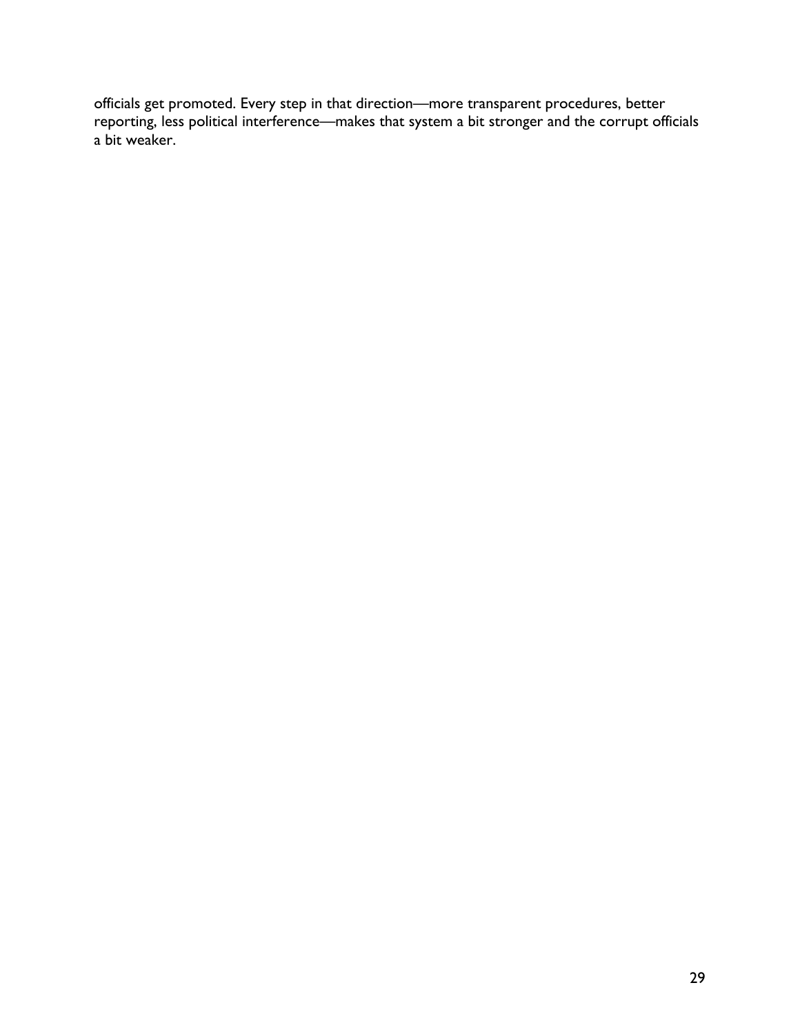officials get promoted. Every step in that direction—more transparent procedures, better reporting, less political interference—makes that system a bit stronger and the corrupt officials a bit weaker.